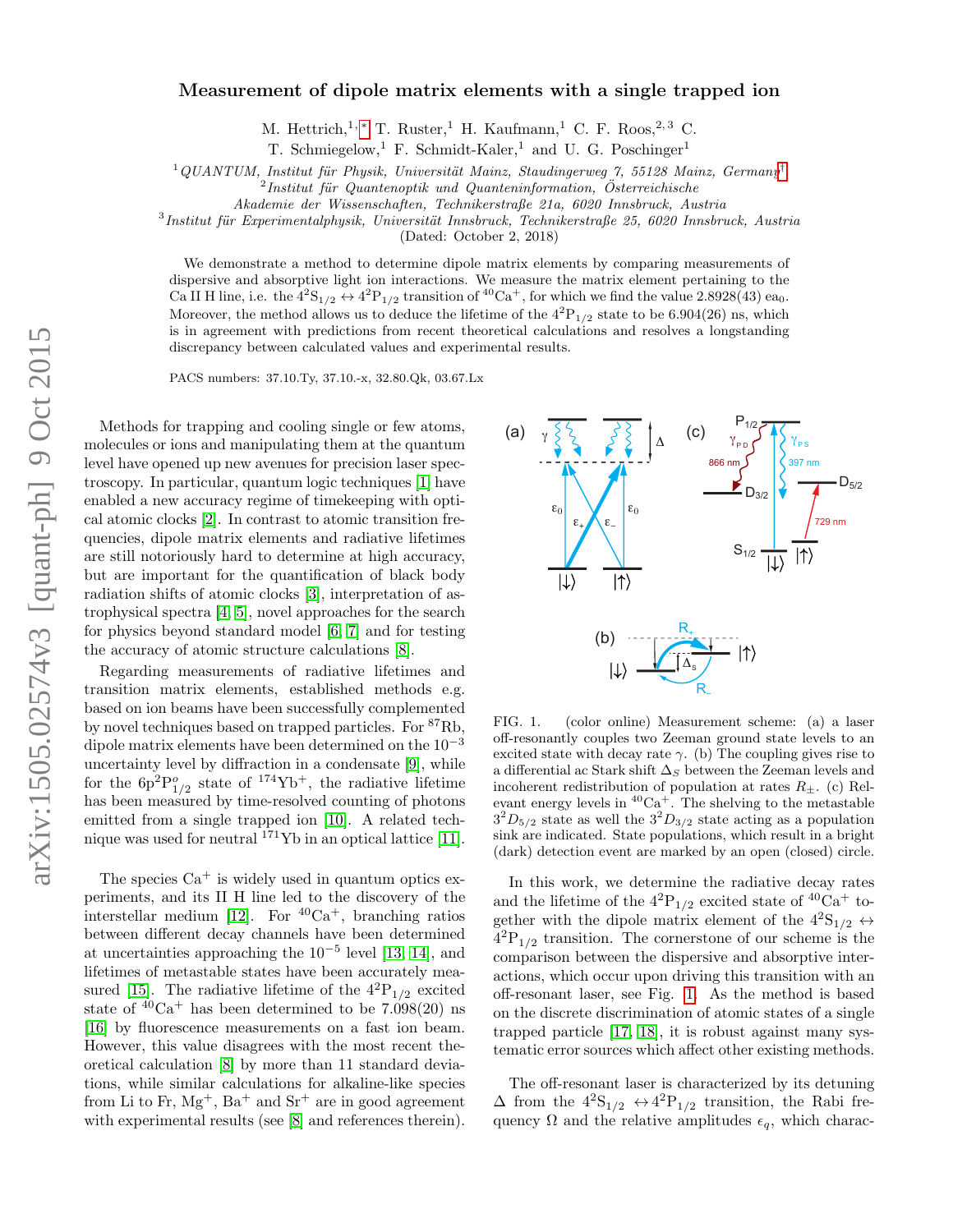# Measurement of dipole matrix elements with a single trapped ion

M. Hettrich,[1,*] T. Ruster,[1] H. Kaufmann,[1] C. F. Roos,[2,3] C. T. Schmiegelow,[1] F. Schmidt-Kaler,[1] and U. G. Poschinger[1]

[1] *QUANTUM, Institut für Physik, Universität Mainz, Staudingerweg 7, 55128 Mainz, Germany*[†]
[2] *Institut für Quantenoptik und Quanteninformation, Österreichische Akademie der Wissenschaften, Technikerstraße 21a, 6020 Innsbruck, Austria*
[3] *Institut für Experimentalphysik, Universität Innsbruck, Technikerstraße 25, 6020 Innsbruck, Austria*

(Dated: October 2, 2018)

We demonstrate a method to determine dipole matrix elements by comparing measurements of dispersive and absorptive light ion interactions. We measure the matrix element pertaining to the Ca II H line, i.e. the $4^2S_{1/2} \leftrightarrow 4^2P_{1/2}$ transition of $^{40}Ca^+$, for which we find the value 2.8928(43) $ea_0$. Moreover, the method allows us to deduce the lifetime of the $4^2P_{1/2}$ state to be 6.904(26) ns, which is in agreement with predictions from recent theoretical calculations and resolves a longstanding discrepancy between calculated values and experimental results.

PACS numbers: 37.10.Ty, 37.10.-x, 32.80.Qk, 03.67.Lx

Methods for trapping and cooling single or few atoms, molecules or ions and manipulating them at the quantum level have opened up new avenues for precision laser spectroscopy. In particular, quantum logic techniques [1] have enabled a new accuracy regime of timekeeping with optical atomic clocks [2]. In contrast to atomic transition frequencies, dipole matrix elements and radiative lifetimes are still notoriously hard to determine at high accuracy, but are important for the quantification of black body radiation shifts of atomic clocks [3], interpretation of astrophysical spectra [4, 5], novel approaches for the search for physics beyond standard model [6, 7] and for testing the accuracy of atomic structure calculations [8].

Regarding measurements of radiative lifetimes and transition matrix elements, established methods e.g. based on ion beams have been successfully complemented by novel techniques based on trapped particles. For $^{87}$Rb, dipole matrix elements have been determined on the $10^{-3}$ uncertainty level by diffraction in a condensate [9], while for the $6p^2P^o_{1/2}$ state of $^{174}Yb^+$, the radiative lifetime has been measured by time-resolved counting of photons emitted from a single trapped ion [10]. A related technique was used for neutral $^{171}$Yb in an optical lattice [11].

The species $Ca^+$ is widely used in quantum optics experiments, and its II H line led to the discovery of the interstellar medium [12]. For $^{40}Ca^+$, branching ratios between different decay channels have been determined at uncertainties approaching the $10^{-5}$ level [13, 14], and lifetimes of metastable states have been accurately measured [15]. The radiative lifetime of the $4^2P_{1/2}$ excited state of $^{40}Ca^+$ has been determined to be 7.098(20) ns [16] by fluorescence measurements on a fast ion beam. However, this value disagrees with the most recent theoretical calculation [8] by more than 11 standard deviations, while similar calculations for alkaline-like species from Li to Fr, $Mg^+$, $Ba^+$ and $Sr^+$ are in good agreement with experimental results (see [8] and references therein).

FIG. 1. (color online) Measurement scheme: (a) a laser off-resonantly couples two Zeeman ground state levels to an excited state with decay rate $\gamma$. (b) The coupling gives rise to a differential ac Stark shift $\Delta_S$ between the Zeeman levels and incoherent redistribution of population at rates $R_\pm$. (c) Relevant energy levels in $^{40}Ca^+$. The shelving to the metastable $3^2D_{5/2}$ state as well the $3^2D_{3/2}$ state acting as a population sink are indicated. State populations, which result in a bright (dark) detection event are marked by an open (closed) circle.

In this work, we determine the radiative decay rates and the lifetime of the $4^2P_{1/2}$ excited state of $^{40}Ca^+$ together with the dipole matrix element of the $4^2S_{1/2} \leftrightarrow 4^2P_{1/2}$ transition. The cornerstone of our scheme is the comparison between the dispersive and absorptive interactions, which occur upon driving this transition with an off-resonant laser, see Fig. 1. As the method is based on the discrete discrimination of atomic states of a single trapped particle [17, 18], it is robust against many systematic error sources which affect other existing methods.

The off-resonant laser is characterized by its detuning $\Delta$ from the $4^2S_{1/2} \leftrightarrow 4^2P_{1/2}$ transition, the Rabi frequency $\Omega$ and the relative amplitudes $\epsilon_q$, which charac-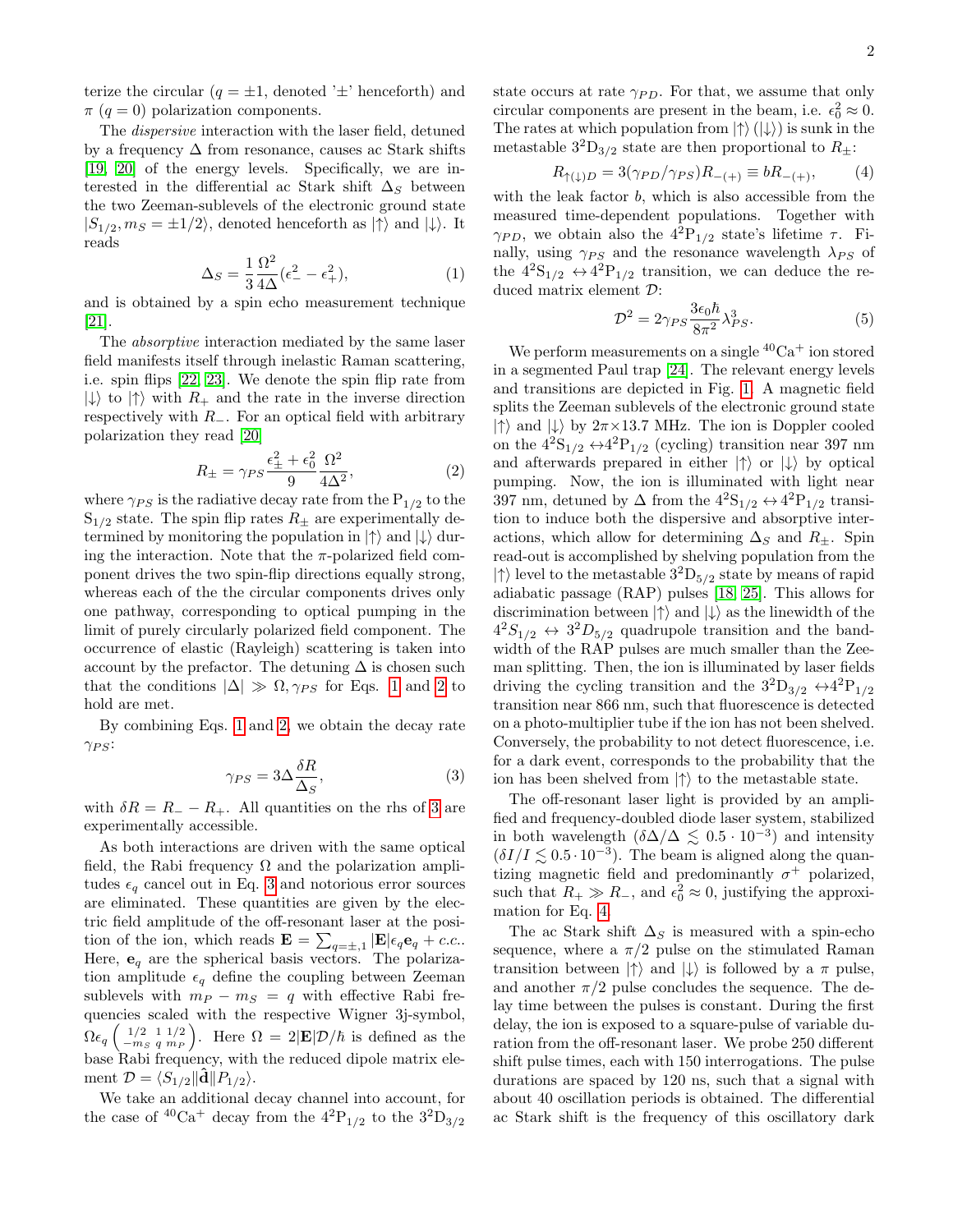terize the circular ($q = \pm 1$, denoted '$\pm$' henceforth) and $\pi$ ($q = 0$) polarization components.

The *dispersive* interaction with the laser field, detuned by a frequency $\Delta$ from resonance, causes ac Stark shifts [19, 20] of the energy levels. Specifically, we are interested in the differential ac Stark shift $\Delta_S$ between the two Zeeman-sublevels of the electronic ground state $|S_{1/2}, m_S = \pm 1/2\rangle$, denoted henceforth as $|\uparrow\rangle$ and $|\downarrow\rangle$. It reads

$$\Delta_S = \frac{1}{3}\frac{\Omega^2}{4\Delta}(\epsilon_-^2 - \epsilon_+^2), \tag{1}$$

and is obtained by a spin echo measurement technique [21].

The *absorptive* interaction mediated by the same laser field manifests itself through inelastic Raman scattering, i.e. spin flips [22, 23]. We denote the spin flip rate from $|\downarrow\rangle$ to $|\uparrow\rangle$ with $R_+$ and the rate in the inverse direction respectively with $R_-$. For an optical field with arbitrary polarization they read [20]

$$R_\pm = \gamma_{PS}\frac{\epsilon_\pm^2 + \epsilon_0^2}{9}\frac{\Omega^2}{4\Delta^2}, \tag{2}$$

where $\gamma_{PS}$ is the radiative decay rate from the $P_{1/2}$ to the $S_{1/2}$ state. The spin flip rates $R_\pm$ are experimentally determined by monitoring the population in $|\uparrow\rangle$ and $|\downarrow\rangle$ during the interaction. Note that the $\pi$-polarized field component drives the two spin-flip directions equally strong, whereas each of the the circular components drives only one pathway, corresponding to optical pumping in the limit of purely circularly polarized field component. The occurrence of elastic (Rayleigh) scattering is taken into account by the prefactor. The detuning $\Delta$ is chosen such that the conditions $|\Delta| \gg \Omega, \gamma_{PS}$ for Eqs. 1 and 2 to hold are met.

By combining Eqs. 1 and 2, we obtain the decay rate $\gamma_{PS}$:

$$\gamma_{PS} = 3\Delta\frac{\delta R}{\Delta_S}, \tag{3}$$

with $\delta R = R_- - R_+$. All quantities on the rhs of 3 are experimentally accessible.

As both interactions are driven with the same optical field, the Rabi frequency $\Omega$ and the polarization amplitudes $\epsilon_q$ cancel out in Eq. 3 and notorious error sources are eliminated. These quantities are given by the electric field amplitude of the off-resonant laser at the position of the ion, which reads $\mathbf{E} = \sum_{q=\pm,1}|\mathbf{E}|\epsilon_q\mathbf{e}_q + c.c.$. Here, $\mathbf{e}_q$ are the spherical basis vectors. The polarization amplitude $\epsilon_q$ define the coupling between Zeeman sublevels with $m_P - m_S = q$ with effective Rabi frequencies scaled with the respective Wigner 3j-symbol, $\Omega\epsilon_q\begin{pmatrix}1/2 & 1 & 1/2\\ -m_S & q & m_P\end{pmatrix}$. Here $\Omega = 2|\mathbf{E}|\mathcal{D}/\hbar$ is defined as the base Rabi frequency, with the reduced dipole matrix element $\mathcal{D} = \langle S_{1/2}\|\hat{\mathbf{d}}\|P_{1/2}\rangle$.

We take an additional decay channel into account, for the case of $^{40}Ca^+$ decay from the $4^2P_{1/2}$ to the $3^2D_{3/2}$ state occurs at rate $\gamma_{PD}$. For that, we assume that only circular components are present in the beam, i.e. $\epsilon_0^2 \approx 0$. The rates at which population from $|\uparrow\rangle$ ($|\downarrow\rangle$) is sunk in the metastable $3^2D_{3/2}$ state are then proportional to $R_\pm$:

$$R_{\uparrow(\downarrow)D} = 3(\gamma_{PD}/\gamma_{PS})R_{-(+)} \equiv bR_{-(+)}, \tag{4}$$

with the leak factor $b$, which is also accessible from the measured time-dependent populations. Together with $\gamma_{PD}$, we obtain also the $4^2P_{1/2}$ state's lifetime $\tau$. Finally, using $\gamma_{PS}$ and the resonance wavelength $\lambda_{PS}$ of the $4^2S_{1/2} \leftrightarrow 4^2P_{1/2}$ transition, we can deduce the reduced matrix element $\mathcal{D}$:

$$\mathcal{D}^2 = 2\gamma_{PS}\frac{3\epsilon_0\hbar}{8\pi^2}\lambda_{PS}^3. \tag{5}$$

We perform measurements on a single $^{40}Ca^+$ ion stored in a segmented Paul trap [24]. The relevant energy levels and transitions are depicted in Fig. 1. A magnetic field splits the Zeeman sublevels of the electronic ground state $|\uparrow\rangle$ and $|\downarrow\rangle$ by $2\pi\times 13.7$ MHz. The ion is Doppler cooled on the $4^2S_{1/2} \leftrightarrow 4^2P_{1/2}$ (cycling) transition near 397 nm and afterwards prepared in either $|\uparrow\rangle$ or $|\downarrow\rangle$ by optical pumping. Now, the ion is illuminated with light near 397 nm, detuned by $\Delta$ from the $4^2S_{1/2} \leftrightarrow 4^2P_{1/2}$ transition to induce both the dispersive and absorptive interactions, which allow for determining $\Delta_S$ and $R_\pm$. Spin read-out is accomplished by shelving population from the $|\uparrow\rangle$ level to the metastable $3^2D_{5/2}$ state by means of rapid adiabatic passage (RAP) pulses [18, 25]. This allows for discrimination between $|\uparrow\rangle$ and $|\downarrow\rangle$ as the linewidth of the $4^2S_{1/2} \leftrightarrow 3^2D_{5/2}$ quadrupole transition and the bandwidth of the RAP pulses are much smaller than the Zeeman splitting. Then, the ion is illuminated by laser fields driving the cycling transition and the $3^2D_{3/2} \leftrightarrow 4^2P_{1/2}$ transition near 866 nm, such that fluorescence is detected on a photo-multiplier tube if the ion has not been shelved. Conversely, the probability to not detect fluorescence, i.e. for a dark event, corresponds to the probability that the ion has been shelved from $|\uparrow\rangle$ to the metastable state.

The off-resonant laser light is provided by an amplified and frequency-doubled diode laser system, stabilized in both wavelength ($\delta\Delta/\Delta \lesssim 0.5\cdot 10^{-3}$) and intensity ($\delta I/I \lesssim 0.5\cdot 10^{-3}$). The beam is aligned along the quantizing magnetic field and predominantly $\sigma^+$ polarized, such that $R_+ \gg R_-$, and $\epsilon_0^2 \approx 0$, justifying the approximation for Eq. 4.

The ac Stark shift $\Delta_S$ is measured with a spin-echo sequence, where a $\pi/2$ pulse on the stimulated Raman transition between $|\uparrow\rangle$ and $|\downarrow\rangle$ is followed by a $\pi$ pulse, and another $\pi/2$ pulse concludes the sequence. The delay time between the pulses is constant. During the first delay, the ion is exposed to a square-pulse of variable duration from the off-resonant laser. We probe 250 different shift pulse times, each with 150 interrogations. The pulse durations are spaced by 120 ns, such that a signal with about 40 oscillation periods is obtained. The differential ac Stark shift is the frequency of this oscillatory dark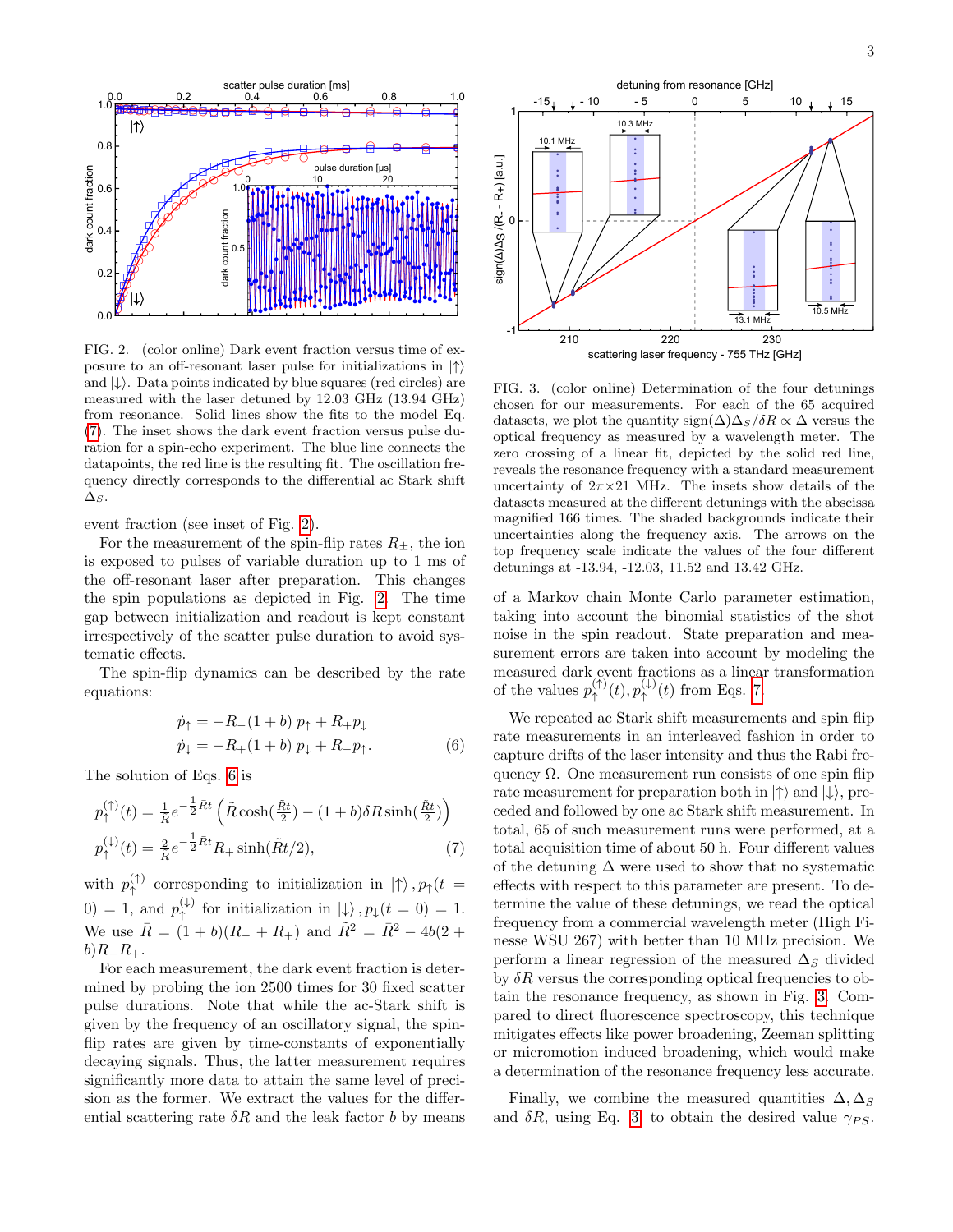FIG. 2. (color online) Dark event fraction versus time of exposure to an off-resonant laser pulse for initializations in $|\uparrow\rangle$ and $|\downarrow\rangle$. Data points indicated by blue squares (red circles) are measured with the laser detuned by 12.03 GHz (13.94 GHz) from resonance. Solid lines show the fits to the model Eq. (7). The inset shows the dark event fraction versus pulse duration for a spin-echo experiment. The blue line connects the datapoints, the red line is the resulting fit. The oscillation frequency directly corresponds to the differential ac Stark shift $\Delta_S$.

event fraction (see inset of Fig. 2).

For the measurement of the spin-flip rates $R_{\pm}$, the ion is exposed to pulses of variable duration up to 1 ms of the off-resonant laser after preparation. This changes the spin populations as depicted in Fig. 2. The time gap between initialization and readout is kept constant irrespectively of the scatter pulse duration to avoid systematic effects.

The spin-flip dynamics can be described by the rate equations:

$$\begin{aligned} \dot{p}_{\uparrow} &= -R_{-}(1+b)\,p_{\uparrow} + R_{+}p_{\downarrow} \\ \dot{p}_{\downarrow} &= -R_{+}(1+b)\,p_{\downarrow} + R_{-}p_{\uparrow}. \end{aligned} \tag{6}$$

The solution of Eqs. 6 is

$$\begin{aligned} p_{\uparrow}^{(\uparrow)}(t) &= \tfrac{1}{\tilde{R}}e^{-\frac{1}{2}\bar{R}t}\left(\tilde{R}\cosh(\tfrac{\tilde{R}t}{2}) - (1+b)\delta R\sinh(\tfrac{\tilde{R}t}{2})\right) \\ p_{\uparrow}^{(\downarrow)}(t) &= \tfrac{2}{\tilde{R}}e^{-\frac{1}{2}\bar{R}t}R_{+}\sinh(\tilde{R}t/2), \end{aligned} \tag{7}$$

with $p_{\uparrow}^{(\uparrow)}$ corresponding to initialization in $|\uparrow\rangle, p_{\uparrow}(t=0)=1$, and $p_{\uparrow}^{(\downarrow)}$ for initialization in $|\downarrow\rangle, p_{\downarrow}(t=0)=1$. We use $\bar{R}=(1+b)(R_{-}+R_{+})$ and $\tilde{R}^2=\bar{R}^2-4b(2+b)R_{-}R_{+}$.

For each measurement, the dark event fraction is determined by probing the ion 2500 times for 30 fixed scatter pulse durations. Note that while the ac-Stark shift is given by the frequency of an oscillatory signal, the spin-flip rates are given by time-constants of exponentially decaying signals. Thus, the latter measurement requires significantly more data to attain the same level of precision as the former. We extract the values for the differential scattering rate $\delta R$ and the leak factor $b$ by means of a Markov chain Monte Carlo parameter estimation, taking into account the binomial statistics of the shot noise in the spin readout. State preparation and measurement errors are taken into account by modeling the measured dark event fractions as a linear transformation of the values $p_{\uparrow}^{(\uparrow)}(t), p_{\uparrow}^{(\downarrow)}(t)$ from Eqs. 7.

FIG. 3. (color online) Determination of the four detunings chosen for our measurements. For each of the 65 acquired datasets, we plot the quantity $\mathrm{sign}(\Delta)\Delta_S/\delta R \propto \Delta$ versus the optical frequency as measured by a wavelength meter. The zero crossing of a linear fit, depicted by the solid red line, reveals the resonance frequency with a standard measurement uncertainty of $2\pi\times 21$ MHz. The insets show details of the datasets measured at the different detunings with the abscissa magnified 166 times. The shaded backgrounds indicate their uncertainties along the frequency axis. The arrows on the top frequency scale indicate the values of the four different detunings at -13.94, -12.03, 11.52 and 13.42 GHz.

We repeated ac Stark shift measurements and spin flip rate measurements in an interleaved fashion in order to capture drifts of the laser intensity and thus the Rabi frequency $\Omega$. One measurement run consists of one spin flip rate measurement for preparation both in $|\uparrow\rangle$ and $|\downarrow\rangle$, preceded and followed by one ac Stark shift measurement. In total, 65 of such measurement runs were performed, at a total acquisition time of about 50 h. Four different values of the detuning $\Delta$ were used to show that no systematic effects with respect to this parameter are present. To determine the value of these detunings, we read the optical frequency from a commercial wavelength meter (High Finesse WSU 267) with better than 10 MHz precision. We perform a linear regression of the measured $\Delta_S$ divided by $\delta R$ versus the corresponding optical frequencies to obtain the resonance frequency, as shown in Fig. 3. Compared to direct fluorescence spectroscopy, this technique mitigates effects like power broadening, Zeeman splitting or micromotion induced broadening, which would make a determination of the resonance frequency less accurate.

Finally, we combine the measured quantities $\Delta, \Delta_S$ and $\delta R$, using Eq. 3 to obtain the desired value $\gamma_{PS}$.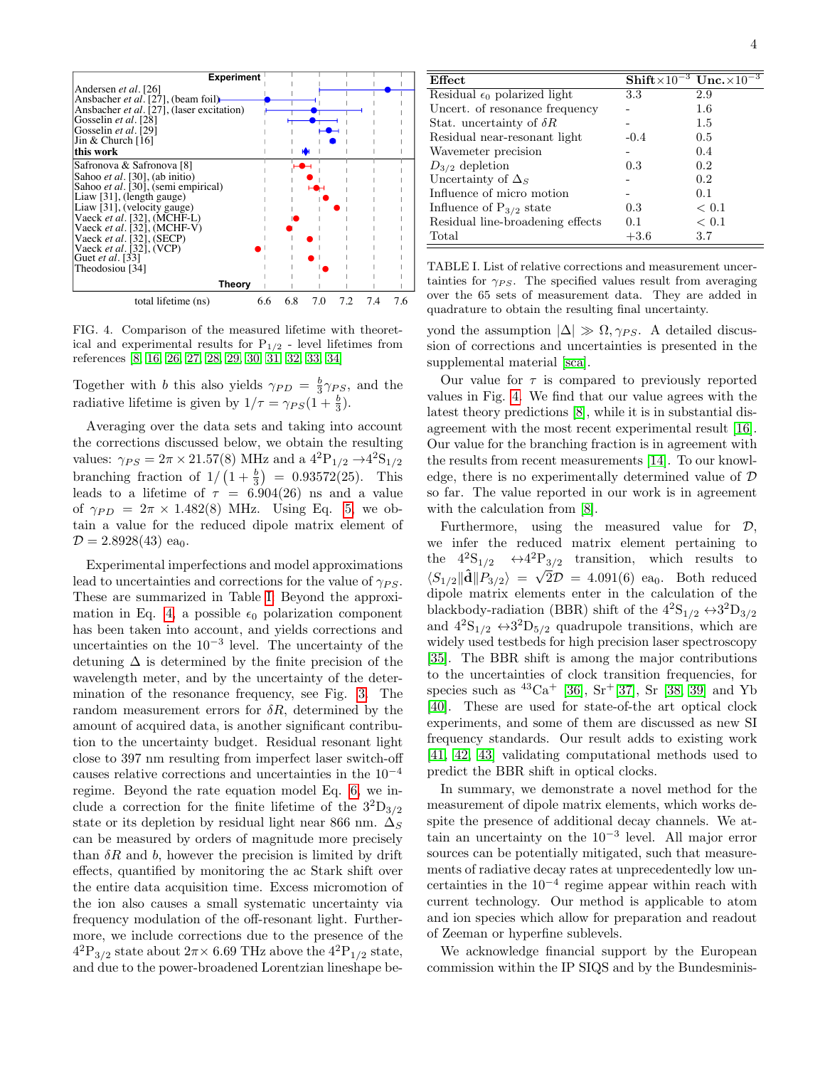FIG. 4. Comparison of the measured lifetime with theoretical and experimental results for $P_{1/2}$ - level lifetimes from references [8, 16, 26, 27, 28, 29, 30, 31, 32, 33, 34]

Together with $b$ this also yields $\gamma_{PD} = \frac{b}{3}\gamma_{PS}$, and the radiative lifetime is given by $1/\tau = \gamma_{PS}(1+\frac{b}{3})$.

Averaging over the data sets and taking into account the corrections discussed below, we obtain the resulting values: $\gamma_{PS} = 2\pi \times 21.57(8)$ MHz and a $4^2P_{1/2} \rightarrow 4^2S_{1/2}$ branching fraction of $1/\left(1+\frac{b}{3}\right) = 0.93572(25)$. This leads to a lifetime of $\tau = 6.904(26)$ ns and a value of $\gamma_{PD} = 2\pi \times 1.482(8)$ MHz. Using Eq. 5, we obtain a value for the reduced dipole matrix element of $\mathcal{D} = 2.8928(43)$ ea$_0$.

Experimental imperfections and model approximations lead to uncertainties and corrections for the value of $\gamma_{PS}$. These are summarized in Table I. Beyond the approximation in Eq. 4, a possible $\epsilon_0$ polarization component has been taken into account, and yields corrections and uncertainties on the $10^{-3}$ level. The uncertainty of the detuning $\Delta$ is determined by the finite precision of the wavelength meter, and by the uncertainty of the determination of the resonance frequency, see Fig. 3. The random measurement errors for $\delta R$, determined by the amount of acquired data, is another significant contribution to the uncertainty budget. Residual resonant light close to 397 nm resulting from imperfect laser switch-off causes relative corrections and uncertainties in the $10^{-4}$ regime. Beyond the rate equation model Eq. 6, we include a correction for the finite lifetime of the $3^2D_{3/2}$ state or its depletion by residual light near 866 nm. $\Delta_S$ can be measured by orders of magnitude more precisely than $\delta R$ and $b$, however the precision is limited by drift effects, quantified by monitoring the ac Stark shift over the entire data acquisition time. Excess micromotion of the ion also causes a small systematic uncertainty via frequency modulation of the off-resonant light. Furthermore, we include corrections due to the presence of the $4^2P_{3/2}$ state about $2\pi\times$ 6.69 THz above the $4^2P_{1/2}$ state, and due to the power-broadened Lorentzian lineshape beyond the assumption $|\Delta| \gg \Omega, \gamma_{PS}$. A detailed discussion of corrections and uncertainties is presented in the supplemental material [sca].

| Effect | Shift$\times10^{-3}$ | Unc.$\times10^{-3}$ |
|---|---|---|
| Residual $\epsilon_0$ polarized light | 3.3 | 2.9 |
| Uncert. of resonance frequency | - | 1.6 |
| Stat. uncertainty of $\delta R$ | - | 1.5 |
| Residual near-resonant light | -0.4 | 0.5 |
| Wavemeter precision | - | 0.4 |
| $D_{3/2}$ depletion | 0.3 | 0.2 |
| Uncertainty of $\Delta_S$ | - | 0.2 |
| Influence of micro motion | - | 0.1 |
| Influence of $P_{3/2}$ state | 0.3 | $< 0.1$ |
| Residual line-broadening effects | 0.1 | $< 0.1$ |
| Total | +3.6 | 3.7 |

TABLE I. List of relative corrections and measurement uncertainties for $\gamma_{PS}$. The specified values result from averaging over the 65 sets of measurement data. They are added in quadrature to obtain the resulting final uncertainty.

Our value for $\tau$ is compared to previously reported values in Fig. 4. We find that our value agrees with the latest theory predictions [8], while it is in substantial disagreement with the most recent experimental result [16]. Our value for the branching fraction is in agreement with the results from recent measurements [14]. To our knowledge, there is no experimentally determined value of $\mathcal{D}$ so far. The value reported in our work is in agreement with the calculation from [8].

Furthermore, using the measured value for $\mathcal{D}$, we infer the reduced matrix element pertaining to the $4^2S_{1/2} \leftrightarrow 4^2P_{3/2}$ transition, which results to $\langle S_{1/2}\|\hat{\mathbf{d}}\|P_{3/2}\rangle = \sqrt{2}\mathcal{D} = 4.091(6)$ ea$_0$. Both reduced dipole matrix elements enter in the calculation of the blackbody-radiation (BBR) shift of the $4^2S_{1/2} \leftrightarrow 3^2D_{3/2}$ and $4^2S_{1/2} \leftrightarrow 3^2D_{5/2}$ quadrupole transitions, which are widely used testbeds for high precision laser spectroscopy [35]. The BBR shift is among the major contributions to the uncertainties of clock transition frequencies, for species such as $^{43}Ca^+$ [36], $Sr^+$ [37], Sr [38, 39] and Yb [40]. These are used for state-of-the art optical clock experiments, and some of them are discussed as new SI frequency standards. Our result adds to existing work [41, 42, 43] validating computational methods used to predict the BBR shift in optical clocks.

In summary, we demonstrate a novel method for the measurement of dipole matrix elements, which works despite the presence of additional decay channels. We attain an uncertainty on the $10^{-3}$ level. All major error sources can be potentially mitigated, such that measurements of radiative decay rates at unprecedentedly low uncertainties in the $10^{-4}$ regime appear within reach with current technology. Our method is applicable to atom and ion species which allow for preparation and readout of Zeeman or hyperfine sublevels.

We acknowledge financial support by the European commission within the IP SIQS and by the Bundesminis-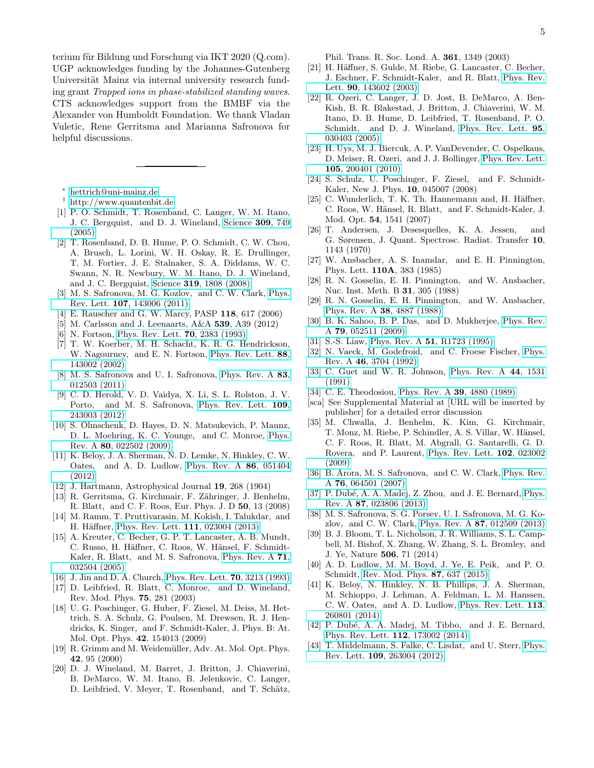terium für Bildung und Forschung via IKT 2020 (Q.com). UGP acknowledges funding by the Johannes-Gutenberg Universität Mainz via internal university research funding grant *Trapped ions in phase-stabilized standing waves*. CTS acknowledges support from the BMBF via the Alexander von Humboldt Foundation. We thank Vladan Vuletic, Rene Gerritsma and Marianna Safronova for helpful discussions.

---

\* hettrich@uni-mainz.de

† http://www.quantenbit.de

[1] P. O. Schmidt, T. Rosenband, C. Langer, W. M. Itano, J. C. Bergquist, and D. J. Wineland, Science **309**, 749 (2005).

[2] T. Rosenband, D. B. Hume, P. O. Schmidt, C. W. Chou, A. Brusch, L. Lorini, W. H. Oskay, R. E. Drullinger, T. M. Fortier, J. E. Stalnaker, S. A. Diddams, W. C. Swann, N. R. Newbury, W. M. Itano, D. J. Wineland, and J. C. Bergquist, Science **319**, 1808 (2008).

[3] M. S. Safronova, M. G. Kozlov, and C. W. Clark, Phys. Rev. Lett. **107**, 143006 (2011).

[4] E. Rauscher and G. W. Marcy, PASP **118**, 617 (2006).

[5] M. Carlsson and J. Leenaarts, A&A **539**, A39 (2012).

[6] N. Fortson, Phys. Rev. Lett. **70**, 2383 (1993).

[7] T. W. Koerber, M. H. Schacht, K. R. G. Hendrickson, W. Nagourney, and E. N. Fortson, Phys. Rev. Lett. **88**, 143002 (2002).

[8] M. S. Safronova and U. I. Safronova, Phys. Rev. A **83**, 012503 (2011).

[9] C. D. Herold, V. D. Vaidya, X. Li, S. L. Rolston, J. V. Porto, and M. S. Safronova, Phys. Rev. Lett. **109**, 243003 (2012).

[10] S. Olmschenk, D. Hayes, D. N. Matsukevich, P. Maunz, D. L. Moehring, K. C. Younge, and C. Monroe, Phys. Rev. A **80**, 022502 (2009).

[11] K. Beloy, J. A. Sherman, N. D. Lemke, N. Hinkley, C. W. Oates, and A. D. Ludlow, Phys. Rev. A **86**, 051404 (2012).

[12] J. Hartmann, Astrophysical Journal **19**, 268 (1904).

[13] R. Gerritsma, G. Kirchmair, F. Zähringer, J. Benhelm, R. Blatt, and C. F. Roos, Eur. Phys. J. D **50**, 13 (2008).

[14] M. Ramm, T. Pruttivarasin, M. Kokish, I. Talukdar, and H. Häffner, Phys. Rev. Lett. **111**, 023004 (2013).

[15] A. Kreuter, C. Becher, G. P. T. Lancaster, A. B. Mundt, C. Russo, H. Häffner, C. Roos, W. Hänsel, F. Schmidt-Kaler, R. Blatt, and M. S. Safronova, Phys. Rev. A **71**, 032504 (2005).

[16] J. Jin and D. A. Church, Phys. Rev. Lett. **70**, 3213 (1993).

[17] D. Leibfried, R. Blatt, C. Monroe, and D. Wineland, Rev. Mod. Phys. **75**, 281 (2003).

[18] U. G. Poschinger, G. Huber, F. Ziesel, M. Deiss, M. Hettrich, S. A. Schulz, G. Poulsen, M. Drewsen, R. J. Hendricks, K. Singer, and F. Schmidt-Kaler, J. Phys. B: At. Mol. Opt. Phys. **42**, 154013 (2009).

[19] R. Grimm and M. Weidemüller, Adv. At. Mol. Opt. Phys. **42**, 95 (2000).

[20] D. J. Wineland, M. Barret, J. Britton, J. Chiaverini, B. DeMarco, W. M. Itano, B. Jelenkovic, C. Langer, D. Leibfried, V. Meyer, T. Rosenband, and T. Schätz, Phil. Trans. R. Soc. Lond. A. **361**, 1349 (2003).

[21] H. Häffner, S. Gulde, M. Riebe, G. Lancaster, C. Becher, J. Eschner, F. Schmidt-Kaler, and R. Blatt, Phys. Rev. Lett. **90**, 143602 (2003).

[22] R. Ozeri, C. Langer, J. D. Jost, B. DeMarco, A. Ben-Kish, B. R. Blakestad, J. Britton, J. Chiaverini, W. M. Itano, D. B. Hume, D. Leibfried, T. Rosenband, P. O. Schmidt, and D. J. Wineland, Phys. Rev. Lett. **95**, 030403 (2005).

[23] H. Uys, M. J. Biercuk, A. P. VanDevender, C. Ospelkaus, D. Meiser, R. Ozeri, and J. J. Bollinger, Phys. Rev. Lett. **105**, 200401 (2010).

[24] S. Schulz, U. Poschinger, F. Ziesel, and F. Schmidt-Kaler, New J. Phys. **10**, 045007 (2008).

[25] C. Wunderlich, T. K. Th. Hannemann and, H. Häffner, C. Roos, W. Hänsel, R. Blatt, and F. Schmidt-Kaler, J. Mod. Opt. **54**, 1541 (2007).

[26] T. Andersen, J. Desesquelles, K. A. Jessen, and G. Sørensen, J. Quant. Spectrosc. Radiat. Transfer **10**, 1143 (1970).

[27] W. Ansbacher, A. S. Inamdar, and E. H. Pinnington, Phys. Lett. **110A**, 383 (1985).

[28] R. N. Gosselin, E. H. Pinnington, and W. Ansbacher, Nuc. Inst. Meth. B **31**, 305 (1988).

[29] R. N. Gosselin, E. H. Pinnington, and W. Ansbacher, Phys. Rev. A **38**, 4887 (1988).

[30] B. K. Sahoo, B. P. Das, and D. Mukherjee, Phys. Rev. A **79**, 052511 (2009).

[31] S.-S. Liaw, Phys. Rev. A **51**, R1723 (1995).

[32] N. Vaeck, M. Godefroid, and C. Froese Fischer, Phys. Rev. A **46**, 3704 (1992).

[33] C. Guet and W. R. Johnson, Phys. Rev. A **44**, 1531 (1991).

[34] C. E. Theodosiou, Phys. Rev. A **39**, 4880 (1989).

[sca] See Supplemental Material at [URL will be inserted by publisher] for a detailed error discussion

[35] M. Chwalla, J. Benhelm, K. Kim, G. Kirchmair, T. Monz, M. Riebe, P. Schindler, A. S. Villar, W. Hänsel, C. F. Roos, R. Blatt, M. Abgrall, G. Santarelli, G. D. Rovera, and P. Laurent, Phys. Rev. Lett. **102**, 023002 (2009).

[36] B. Arora, M. S. Safronova, and C. W. Clark, Phys. Rev. A **76**, 064501 (2007).

[37] P. Dubé, A. A. Madej, Z. Zhou, and J. E. Bernard, Phys. Rev. A **87**, 023806 (2013).

[38] M. S. Safronova, S. G. Porsev, U. I. Safronova, M. G. Kozlov, and C. W. Clark, Phys. Rev. A **87**, 012509 (2013).

[39] B. J. Bloom, T. L. Nicholson, J. R. Williams, S. L. Campbell, M. Bishof, X. Zhang, W. Zhang, S. L. Bromley, and J. Ye, Nature **506**, 71 (2014).

[40] A. D. Ludlow, M. M. Boyd, J. Ye, E. Peik, and P. O. Schmidt, Rev. Mod. Phys. **87**, 637 (2015).

[41] K. Beloy, N. Hinkley, N. B. Phillips, J. A. Sherman, M. Schioppo, J. Lehman, A. Feldman, L. M. Hanssen, C. W. Oates, and A. D. Ludlow, Phys. Rev. Lett. **113**, 260801 (2014).

[42] P. Dubé, A. A. Madej, M. Tibbo, and J. E. Bernard, Phys. Rev. Lett. **112**, 173002 (2014).

[43] T. Middelmann, S. Falke, C. Lisdat, and U. Sterr, Phys. Rev. Lett. **109**, 263004 (2012).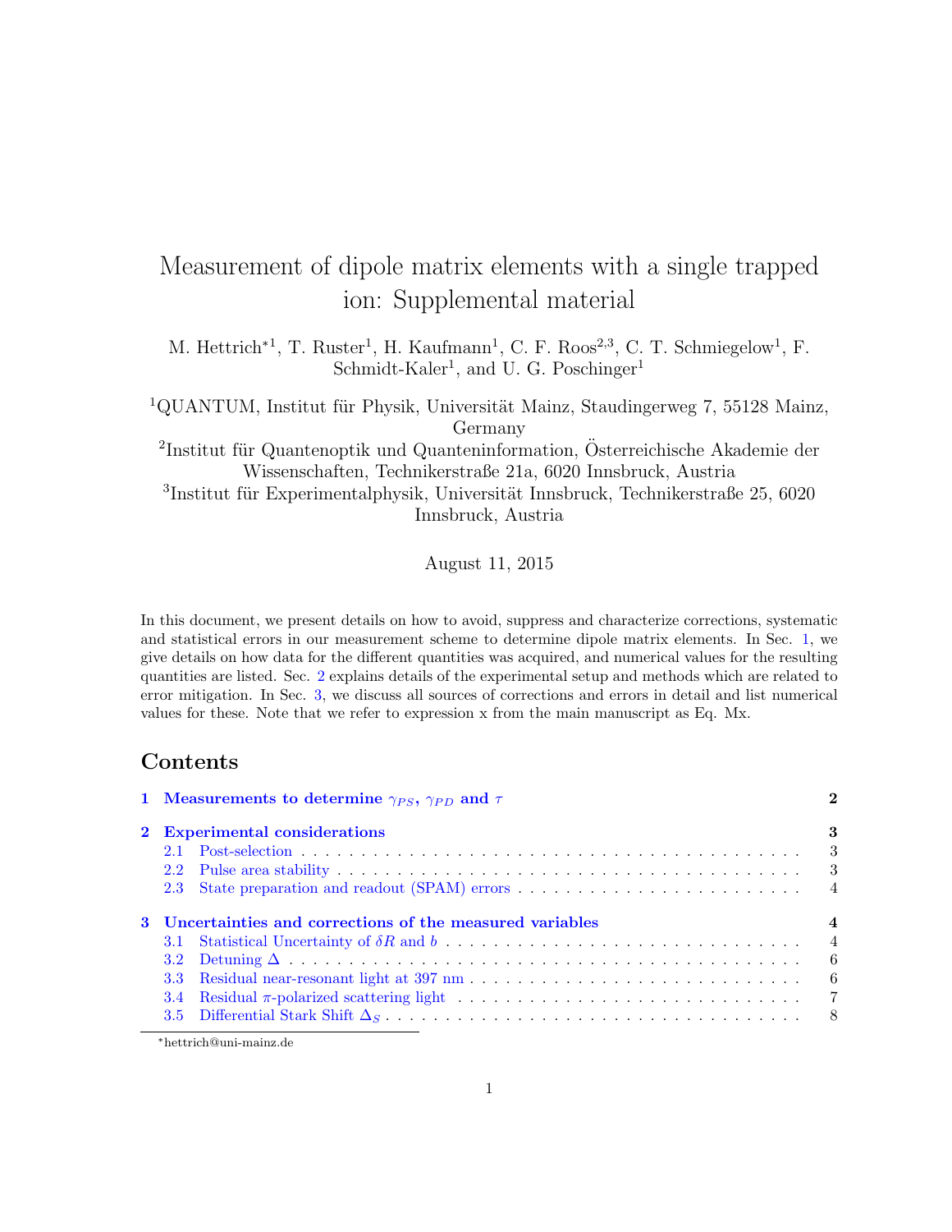# Measurement of dipole matrix elements with a single trapped ion: Supplemental material

M. Hettrich*[1], T. Ruster[1], H. Kaufmann[1], C. F. Roos[2,3], C. T. Schmiegelow[1], F. Schmidt-Kaler[1], and U. G. Poschinger[1]

[1]QUANTUM, Institut für Physik, Universität Mainz, Staudingerweg 7, 55128 Mainz, Germany

[2]Institut für Quantenoptik und Quanteninformation, Österreichische Akademie der Wissenschaften, Technikerstraße 21a, 6020 Innsbruck, Austria

[3]Institut für Experimentalphysik, Universität Innsbruck, Technikerstraße 25, 6020 Innsbruck, Austria

August 11, 2015

In this document, we present details on how to avoid, suppress and characterize corrections, systematic and statistical errors in our measurement scheme to determine dipole matrix elements. In Sec. 1, we give details on how data for the different quantities was acquired, and numerical values for the resulting quantities are listed. Sec. 2 explains details of the experimental setup and methods which are related to error mitigation. In Sec. 3, we discuss all sources of corrections and errors in detail and list numerical values for these. Note that we refer to expression x from the main manuscript as Eq. Mx.

## Contents

- **1 Measurements to determine $\gamma_{PS}$, $\gamma_{PD}$ and $\tau$** — 2
- **2 Experimental considerations** — 3
  - 2.1 Post-selection — 3
  - 2.2 Pulse area stability — 3
  - 2.3 State preparation and readout (SPAM) errors — 4
- **3 Uncertainties and corrections of the measured variables** — 4
  - 3.1 Statistical Uncertainty of $\delta R$ and $b$ — 4
  - 3.2 Detuning $\Delta$ — 6
  - 3.3 Residual near-resonant light at 397 nm — 6
  - 3.4 Residual $\pi$-polarized scattering light — 7
  - 3.5 Differential Stark Shift $\Delta_S$ — 8

*hettrich@uni-mainz.de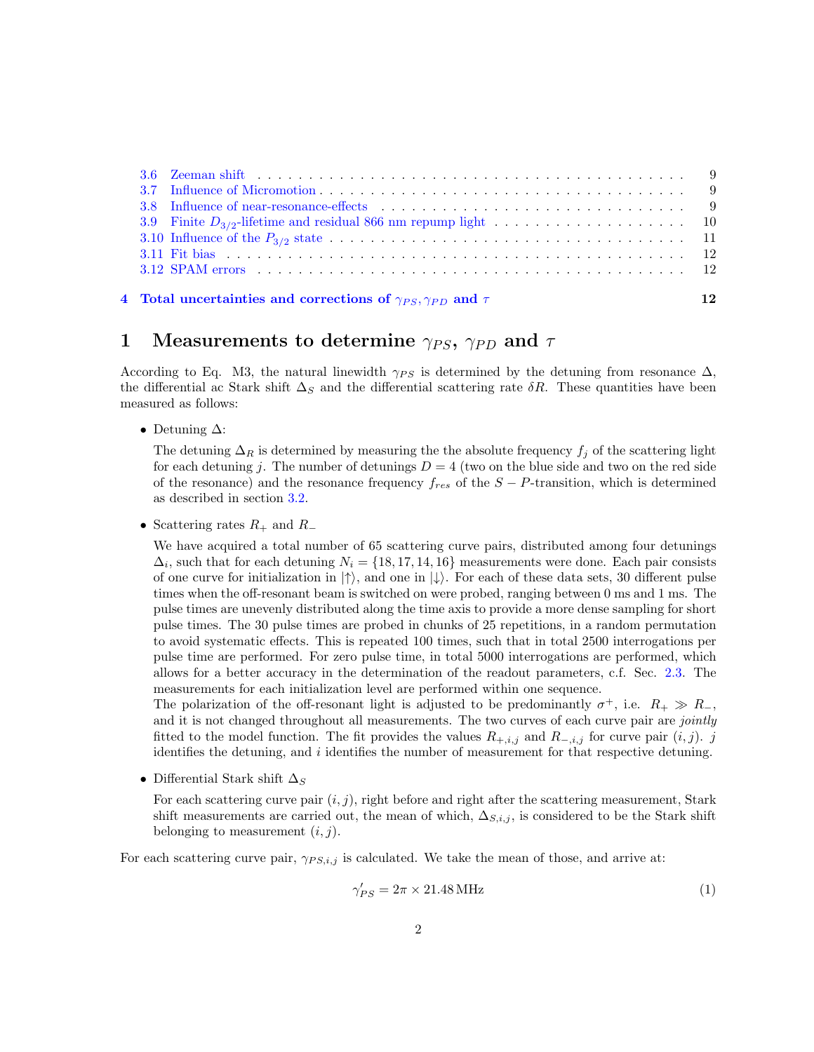3.6 Zeeman shift . . . 9
3.7 Influence of Micromotion . . . 9
3.8 Influence of near-resonance-effects . . . 9
3.9 Finite $D_{3/2}$-lifetime and residual 866 nm repump light . . . 10
3.10 Influence of the $P_{3/2}$ state . . . 11
3.11 Fit bias . . . 12
3.12 SPAM errors . . . 12

**4 Total uncertainties and corrections of $\gamma_{PS}, \gamma_{PD}$ and $\tau$** **12**

# 1 Measurements to determine $\gamma_{PS}$, $\gamma_{PD}$ and $\tau$

According to Eq. M3, the natural linewidth $\gamma_{PS}$ is determined by the detuning from resonance $\Delta$, the differential ac Stark shift $\Delta_S$ and the differential scattering rate $\delta R$. These quantities have been measured as follows:

- Detuning $\Delta$:

  The detuning $\Delta_R$ is determined by measuring the the absolute frequency $f_j$ of the scattering light for each detuning $j$. The number of detunings $D = 4$ (two on the blue side and two on the red side of the resonance) and the resonance frequency $f_{res}$ of the $S-P$-transition, which is determined as described in section 3.2.

- Scattering rates $R_+$ and $R_-$

  We have acquired a total number of 65 scattering curve pairs, distributed among four detunings $\Delta_i$, such that for each detuning $N_i = \{18, 17, 14, 16\}$ measurements were done. Each pair consists of one curve for initialization in $|\uparrow\rangle$, and one in $|\downarrow\rangle$. For each of these data sets, 30 different pulse times when the off-resonant beam is switched on were probed, ranging between 0 ms and 1 ms. The pulse times are unevenly distributed along the time axis to provide a more dense sampling for short pulse times. The 30 pulse times are probed in chunks of 25 repetitions, in a random permutation to avoid systematic effects. This is repeated 100 times, such that in total 2500 interrogations per pulse time are performed. For zero pulse time, in total 5000 interrogations are performed, which allows for a better accuracy in the determination of the readout parameters, c.f. Sec. 2.3. The measurements for each initialization level are performed within one sequence.
  The polarization of the off-resonant light is adjusted to be predominantly $\sigma^+$, i.e. $R_+ \gg R_-$, and it is not changed throughout all measurements. The two curves of each curve pair are *jointly* fitted to the model function. The fit provides the values $R_{+,i,j}$ and $R_{-,i,j}$ for curve pair $(i,j)$. $j$ identifies the detuning, and $i$ identifies the number of measurement for that respective detuning.

- Differential Stark shift $\Delta_S$

  For each scattering curve pair $(i,j)$, right before and right after the scattering measurement, Stark shift measurements are carried out, the mean of which, $\Delta_{S,i,j}$, is considered to be the Stark shift belonging to measurement $(i,j)$.

For each scattering curve pair, $\gamma_{PS,i,j}$ is calculated. We take the mean of those, and arrive at:

$$\gamma'_{PS} = 2\pi \times 21.48\,\text{MHz} \tag{1}$$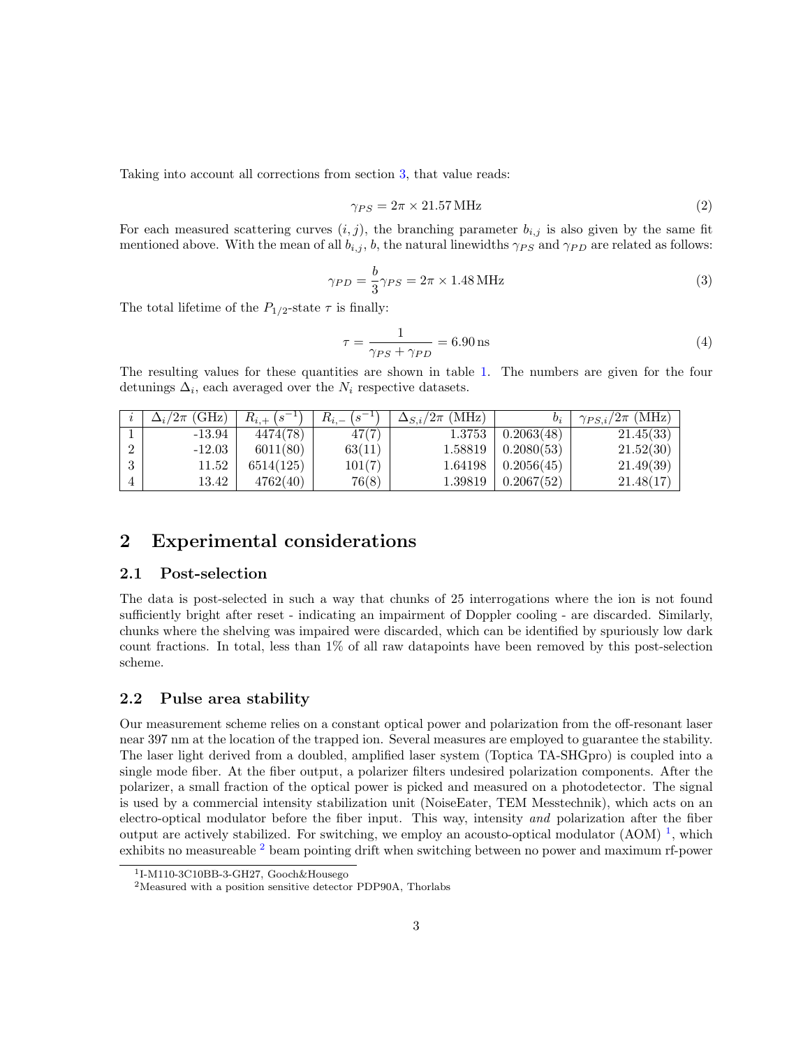Taking into account all corrections from section 3, that value reads:

$$\gamma_{PS} = 2\pi \times 21.57\,\text{MHz} \tag{2}$$

For each measured scattering curves $(i, j)$, the branching parameter $b_{i,j}$ is also given by the same fit mentioned above. With the mean of all $b_{i,j}$, $b$, the natural linewidths $\gamma_{PS}$ and $\gamma_{PD}$ are related as follows:

$$\gamma_{PD} = \frac{b}{3}\gamma_{PS} = 2\pi \times 1.48\,\text{MHz} \tag{3}$$

The total lifetime of the $P_{1/2}$-state $\tau$ is finally:

$$\tau = \frac{1}{\gamma_{PS} + \gamma_{PD}} = 6.90\,\text{ns} \tag{4}$$

The resulting values for these quantities are shown in table 1. The numbers are given for the four detunings $\Delta_i$, each averaged over the $N_i$ respective datasets.

| $i$ | $\Delta_i/2\pi$ (GHz) | $R_{i,+}$ ($s^{-1}$) | $R_{i,-}$ ($s^{-1}$) | $\Delta_{S,i}/2\pi$ (MHz) | $b_i$ | $\gamma_{PS,i}/2\pi$ (MHz) |
|---|---|---|---|---|---|---|
| 1 | -13.94 | 4474(78) | 47(7) | 1.3753 | 0.2063(48) | 21.45(33) |
| 2 | -12.03 | 6011(80) | 63(11) | 1.58819 | 0.2080(53) | 21.52(30) |
| 3 | 11.52 | 6514(125) | 101(7) | 1.64198 | 0.2056(45) | 21.49(39) |
| 4 | 13.42 | 4762(40) | 76(8) | 1.39819 | 0.2067(52) | 21.48(17) |

## 2 Experimental considerations

### 2.1 Post-selection

The data is post-selected in such a way that chunks of 25 interrogations where the ion is not found sufficiently bright after reset - indicating an impairment of Doppler cooling - are discarded. Similarly, chunks where the shelving was impaired were discarded, which can be identified by spuriously low dark count fractions. In total, less than 1% of all raw datapoints have been removed by this post-selection scheme.

### 2.2 Pulse area stability

Our measurement scheme relies on a constant optical power and polarization from the off-resonant laser near 397 nm at the location of the trapped ion. Several measures are employed to guarantee the stability. The laser light derived from a doubled, amplified laser system (Toptica TA-SHGpro) is coupled into a single mode fiber. At the fiber output, a polarizer filters undesired polarization components. After the polarizer, a small fraction of the optical power is picked and measured on a photodetector. The signal is used by a commercial intensity stabilization unit (NoiseEater, TEM Messtechnik), which acts on an electro-optical modulator before the fiber input. This way, intensity *and* polarization after the fiber output are actively stabilized. For switching, we employ an acousto-optical modulator (AOM) [1], which exhibits no measureable [2] beam pointing drift when switching between no power and maximum rf-power

[1] I-M110-3C10BB-3-GH27, Gooch&Housego

[2] Measured with a position sensitive detector PDP90A, Thorlabs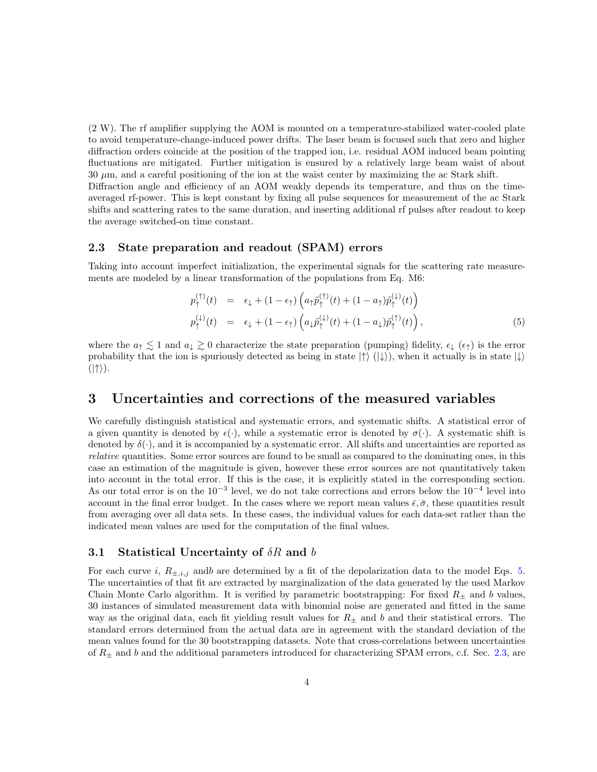(2 W). The rf amplifier supplying the AOM is mounted on a temperature-stabilized water-cooled plate to avoid temperature-change-induced power drifts. The laser beam is focused such that zero and higher diffraction orders coincide at the position of the trapped ion, i.e. residual AOM induced beam pointing fluctuations are mitigated. Further mitigation is ensured by a relatively large beam waist of about 30 $\mu$m, and a careful positioning of the ion at the waist center by maximizing the ac Stark shift.
Diffraction angle and efficiency of an AOM weakly depends its temperature, and thus on the time-averaged rf-power. This is kept constant by fixing all pulse sequences for measurement of the ac Stark shifts and scattering rates to the same duration, and inserting additional rf pulses after readout to keep the average switched-on time constant.

### 2.3 State preparation and readout (SPAM) errors

Taking into account imperfect initialization, the experimental signals for the scattering rate measurements are modeled by a linear transformation of the populations from Eq. M6:

$$
\begin{aligned}
p_{\uparrow}^{(\uparrow)}(t) &= \epsilon_{\downarrow} + (1-\epsilon_{\uparrow})\left(a_{\uparrow}\tilde{p}_{\uparrow}^{(\uparrow)}(t) + (1-a_{\uparrow})\tilde{p}_{\uparrow}^{(\downarrow)}(t)\right) \\
p_{\uparrow}^{(\downarrow)}(t) &= \epsilon_{\downarrow} + (1-\epsilon_{\uparrow})\left(a_{\downarrow}\tilde{p}_{\uparrow}^{(\downarrow)}(t) + (1-a_{\downarrow})\tilde{p}_{\uparrow}^{(\uparrow)}(t)\right),
\end{aligned}
\tag{5}
$$

where the $a_{\uparrow} \lesssim 1$ and $a_{\downarrow} \gtrsim 0$ characterize the state preparation (pumping) fidelity, $\epsilon_{\downarrow}$ ($\epsilon_{\uparrow}$) is the error probability that the ion is spuriously detected as being in state $|\uparrow\rangle$ ($|\downarrow\rangle$), when it actually is in state $|\downarrow\rangle$ ($|\uparrow\rangle$).

## 3 Uncertainties and corrections of the measured variables

We carefully distinguish statistical and systematic errors, and systematic shifts. A statistical error of a given quantity is denoted by $\epsilon(\cdot)$, while a systematic error is denoted by $\sigma(\cdot)$. A systematic shift is denoted by $\delta(\cdot)$, and it is accompanied by a systematic error. All shifts and uncertainties are reported as *relative* quantities. Some error sources are found to be small as compared to the dominating ones, in this case an estimation of the magnitude is given, however these error sources are not quantitatively taken into account in the total error. If this is the case, it is explicitly stated in the corresponding section. As our total error is on the $10^{-3}$ level, we do not take corrections and errors below the $10^{-4}$ level into account in the final error budget. In the cases where we report mean values $\bar{\epsilon}, \bar{\sigma}$, these quantities result from averaging over all data sets. In these cases, the individual values for each data-set rather than the indicated mean values are used for the computation of the final values.

### 3.1 Statistical Uncertainty of $\delta R$ and $b$

For each curve $i$, $R_{\pm,i,j}$ and$b$ are determined by a fit of the depolarization data to the model Eqs. 5. The uncertainties of that fit are extracted by marginalization of the data generated by the used Markov Chain Monte Carlo algorithm. It is verified by parametric bootstrapping: For fixed $R_{\pm}$ and $b$ values, 30 instances of simulated measurement data with binomial noise are generated and fitted in the same way as the original data, each fit yielding result values for $R_{\pm}$ and $b$ and their statistical errors. The standard errors determined from the actual data are in agreement with the standard deviation of the mean values found for the 30 bootstrapping datasets. Note that cross-correlations between uncertainties of $R_{\pm}$ and $b$ and the additional parameters introduced for characterizing SPAM errors, c.f. Sec. 2.3, are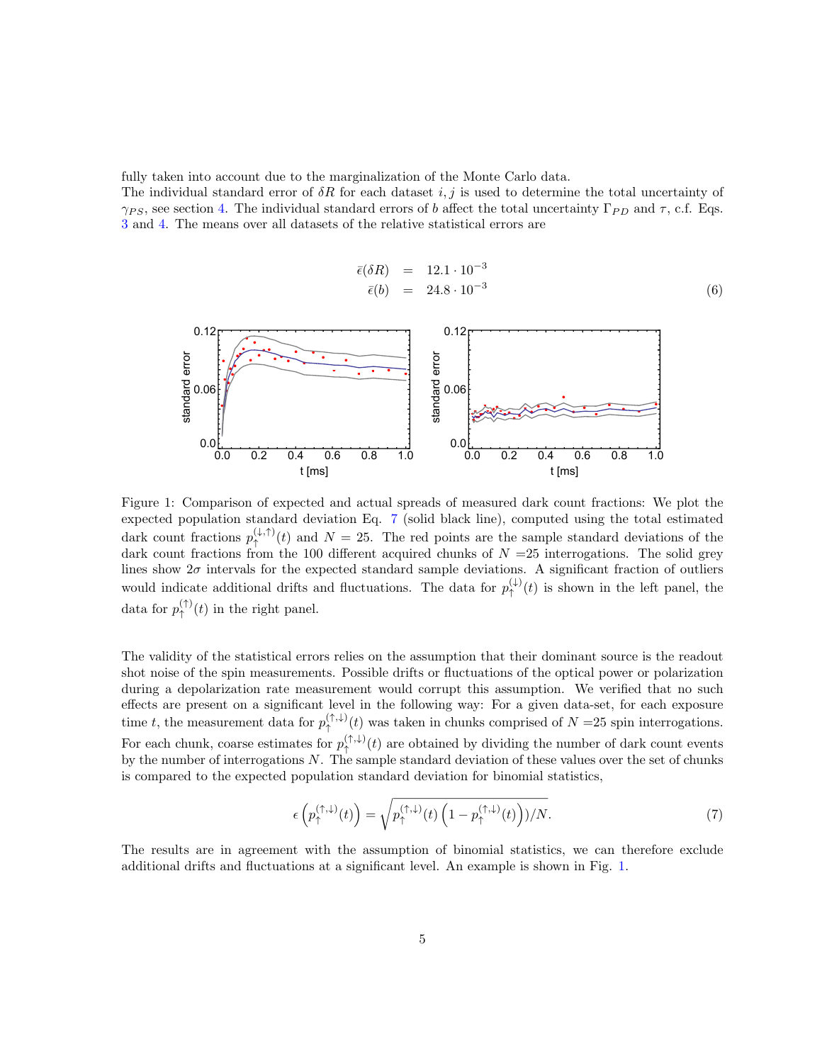fully taken into account due to the marginalization of the Monte Carlo data.
The individual standard error of $\delta R$ for each dataset $i, j$ is used to determine the total uncertainty of $\gamma_{PS}$, see section 4. The individual standard errors of $b$ affect the total uncertainty $\Gamma_{PD}$ and $\tau$, c.f. Eqs. 3 and 4. The means over all datasets of the relative statistical errors are

$$
\begin{aligned}
\bar{\epsilon}(\delta R) &= 12.1 \cdot 10^{-3} \\
\bar{\epsilon}(b) &= 24.8 \cdot 10^{-3}
\end{aligned}
\tag{6}
$$

Figure 1: Comparison of expected and actual spreads of measured dark count fractions: We plot the expected population standard deviation Eq. 7 (solid black line), computed using the total estimated dark count fractions $p_{\uparrow}^{(\downarrow,\uparrow)}(t)$ and $N = 25$. The red points are the sample standard deviations of the dark count fractions from the 100 different acquired chunks of $N$ =25 interrogations. The solid grey lines show $2\sigma$ intervals for the expected standard sample deviations. A significant fraction of outliers would indicate additional drifts and fluctuations. The data for $p_{\uparrow}^{(\downarrow)}(t)$ is shown in the left panel, the data for $p_{\uparrow}^{(\uparrow)}(t)$ in the right panel.

The validity of the statistical errors relies on the assumption that their dominant source is the readout shot noise of the spin measurements. Possible drifts or fluctuations of the optical power or polarization during a depolarization rate measurement would corrupt this assumption. We verified that no such effects are present on a significant level in the following way: For a given data-set, for each exposure time $t$, the measurement data for $p_{\uparrow}^{(\uparrow,\downarrow)}(t)$ was taken in chunks comprised of $N$ =25 spin interrogations. For each chunk, coarse estimates for $p_{\uparrow}^{(\uparrow,\downarrow)}(t)$ are obtained by dividing the number of dark count events by the number of interrogations $N$. The sample standard deviation of these values over the set of chunks is compared to the expected population standard deviation for binomial statistics,

$$
\epsilon\left(p_{\uparrow}^{(\uparrow,\downarrow)}(t)\right) = \sqrt{p_{\uparrow}^{(\uparrow,\downarrow)}(t)\left(1 - p_{\uparrow}^{(\uparrow,\downarrow)}(t)\right)/N}. \tag{7}
$$

The results are in agreement with the assumption of binomial statistics, we can therefore exclude additional drifts and fluctuations at a significant level. An example is shown in Fig. 1.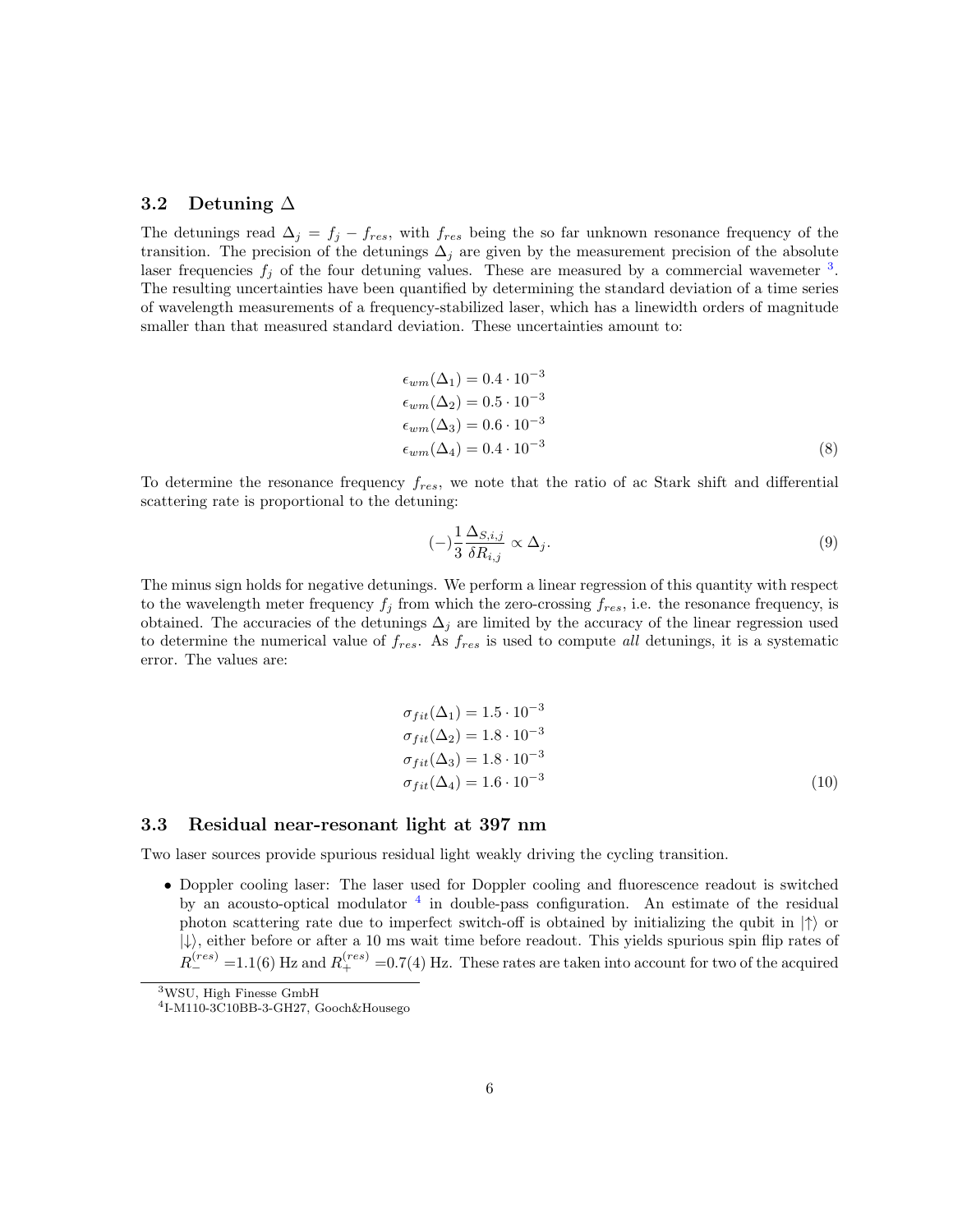### 3.2 Detuning $\Delta$

The detunings read $\Delta_j = f_j - f_{res}$, with $f_{res}$ being the so far unknown resonance frequency of the transition. The precision of the detunings $\Delta_j$ are given by the measurement precision of the absolute laser frequencies $f_j$ of the four detuning values. These are measured by a commercial wavemeter [3]. The resulting uncertainties have been quantified by determining the standard deviation of a time series of wavelength measurements of a frequency-stabilized laser, which has a linewidth orders of magnitude smaller than that measured standard deviation. These uncertainties amount to:

$$
\begin{aligned}
\epsilon_{wm}(\Delta_1) &= 0.4 \cdot 10^{-3} \\
\epsilon_{wm}(\Delta_2) &= 0.5 \cdot 10^{-3} \\
\epsilon_{wm}(\Delta_3) &= 0.6 \cdot 10^{-3} \\
\epsilon_{wm}(\Delta_4) &= 0.4 \cdot 10^{-3}
\end{aligned}
\tag{8}
$$

To determine the resonance frequency $f_{res}$, we note that the ratio of ac Stark shift and differential scattering rate is proportional to the detuning:

$$
(-)\frac{1}{3}\frac{\Delta_{S,i,j}}{\delta R_{i,j}} \propto \Delta_j. \tag{9}
$$

The minus sign holds for negative detunings. We perform a linear regression of this quantity with respect to the wavelength meter frequency $f_j$ from which the zero-crossing $f_{res}$, i.e. the resonance frequency, is obtained. The accuracies of the detunings $\Delta_j$ are limited by the accuracy of the linear regression used to determine the numerical value of $f_{res}$. As $f_{res}$ is used to compute *all* detunings, it is a systematic error. The values are:

$$
\begin{aligned}
\sigma_{fit}(\Delta_1) &= 1.5 \cdot 10^{-3} \\
\sigma_{fit}(\Delta_2) &= 1.8 \cdot 10^{-3} \\
\sigma_{fit}(\Delta_3) &= 1.8 \cdot 10^{-3} \\
\sigma_{fit}(\Delta_4) &= 1.6 \cdot 10^{-3}
\end{aligned}
\tag{10}
$$

### 3.3 Residual near-resonant light at 397 nm

Two laser sources provide spurious residual light weakly driving the cycling transition.

- Doppler cooling laser: The laser used for Doppler cooling and fluorescence readout is switched by an acousto-optical modulator [4] in double-pass configuration. An estimate of the residual photon scattering rate due to imperfect switch-off is obtained by initializing the qubit in $|\uparrow\rangle$ or $|\downarrow\rangle$, either before or after a 10 ms wait time before readout. This yields spurious spin flip rates of $R_-^{(res)}$ =1.1(6) Hz and $R_+^{(res)}$ =0.7(4) Hz. These rates are taken into account for two of the acquired

[3] WSU, High Finesse GmbH

[4] I-M110-3C10BB-3-GH27, Gooch&Housego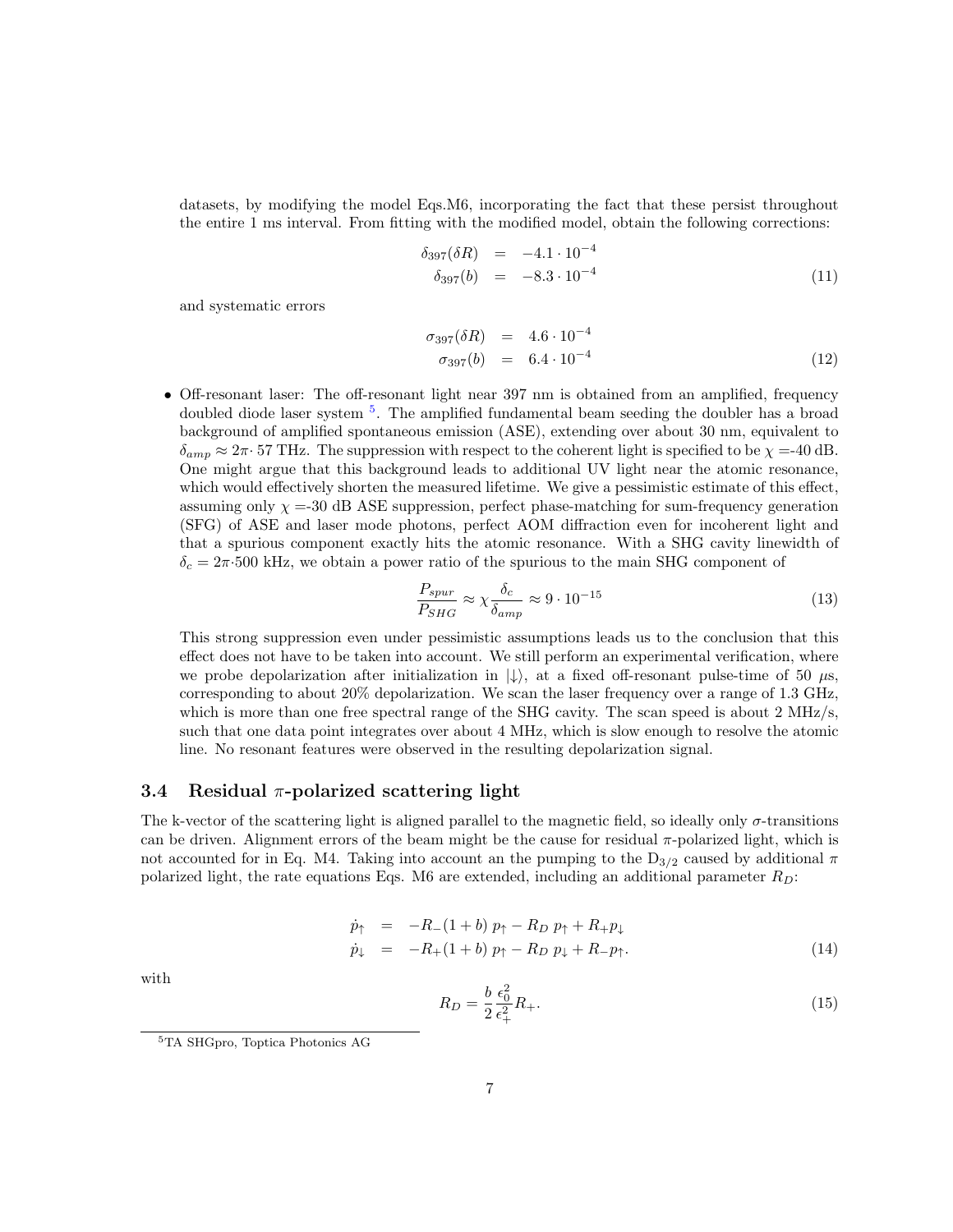datasets, by modifying the model Eqs.M6, incorporating the fact that these persist throughout the entire 1 ms interval. From fitting with the modified model, obtain the following corrections:

$$
\begin{aligned}
\delta_{397}(\delta R) &= -4.1 \cdot 10^{-4} \\
\delta_{397}(b) &= -8.3 \cdot 10^{-4}
\end{aligned} \tag{11}
$$

and systematic errors

$$
\begin{aligned}
\sigma_{397}(\delta R) &= 4.6 \cdot 10^{-4} \\
\sigma_{397}(b) &= 6.4 \cdot 10^{-4}
\end{aligned} \tag{12}
$$

- Off-resonant laser: The off-resonant light near 397 nm is obtained from an amplified, frequency doubled diode laser system [5]. The amplified fundamental beam seeding the doubler has a broad background of amplified spontaneous emission (ASE), extending over about 30 nm, equivalent to $\delta_{amp} \approx 2\pi \cdot 57$ THz. The suppression with respect to the coherent light is specified to be $\chi$ =-40 dB. One might argue that this background leads to additional UV light near the atomic resonance, which would effectively shorten the measured lifetime. We give a pessimistic estimate of this effect, assuming only $\chi$ =-30 dB ASE suppression, perfect phase-matching for sum-frequency generation (SFG) of ASE and laser mode photons, perfect AOM diffraction even for incoherent light and that a spurious component exactly hits the atomic resonance. With a SHG cavity linewidth of $\delta_c = 2\pi \cdot 500$ kHz, we obtain a power ratio of the spurious to the main SHG component of

$$
\frac{P_{spur}}{P_{SHG}} \approx \chi \frac{\delta_c}{\delta_{amp}} \approx 9 \cdot 10^{-15} \tag{13}
$$

  This strong suppression even under pessimistic assumptions leads us to the conclusion that this effect does not have to be taken into account. We still perform an experimental verification, where we probe depolarization after initialization in $|\downarrow\rangle$, at a fixed off-resonant pulse-time of 50 $\mu$s, corresponding to about 20% depolarization. We scan the laser frequency over a range of 1.3 GHz, which is more than one free spectral range of the SHG cavity. The scan speed is about 2 MHz/s, such that one data point integrates over about 4 MHz, which is slow enough to resolve the atomic line. No resonant features were observed in the resulting depolarization signal.

### 3.4 Residual $\pi$-polarized scattering light

The k-vector of the scattering light is aligned parallel to the magnetic field, so ideally only $\sigma$-transitions can be driven. Alignment errors of the beam might be the cause for residual $\pi$-polarized light, which is not accounted for in Eq. M4. Taking into account an the pumping to the $D_{3/2}$ caused by additional $\pi$ polarized light, the rate equations Eqs. M6 are extended, including an additional parameter $R_D$:

$$
\begin{aligned}
\dot{p}_\uparrow &= -R_-(1+b)\, p_\uparrow - R_D\, p_\uparrow + R_+ p_\downarrow \\
\dot{p}_\downarrow &= -R_+(1+b)\, p_\uparrow - R_D\, p_\downarrow + R_- p_\uparrow.
\end{aligned} \tag{14}
$$

with

$$
R_D = \frac{b}{2} \frac{\epsilon_0^2}{\epsilon_+^2} R_+. \tag{15}
$$

[5] TA SHGpro, Toptica Photonics AG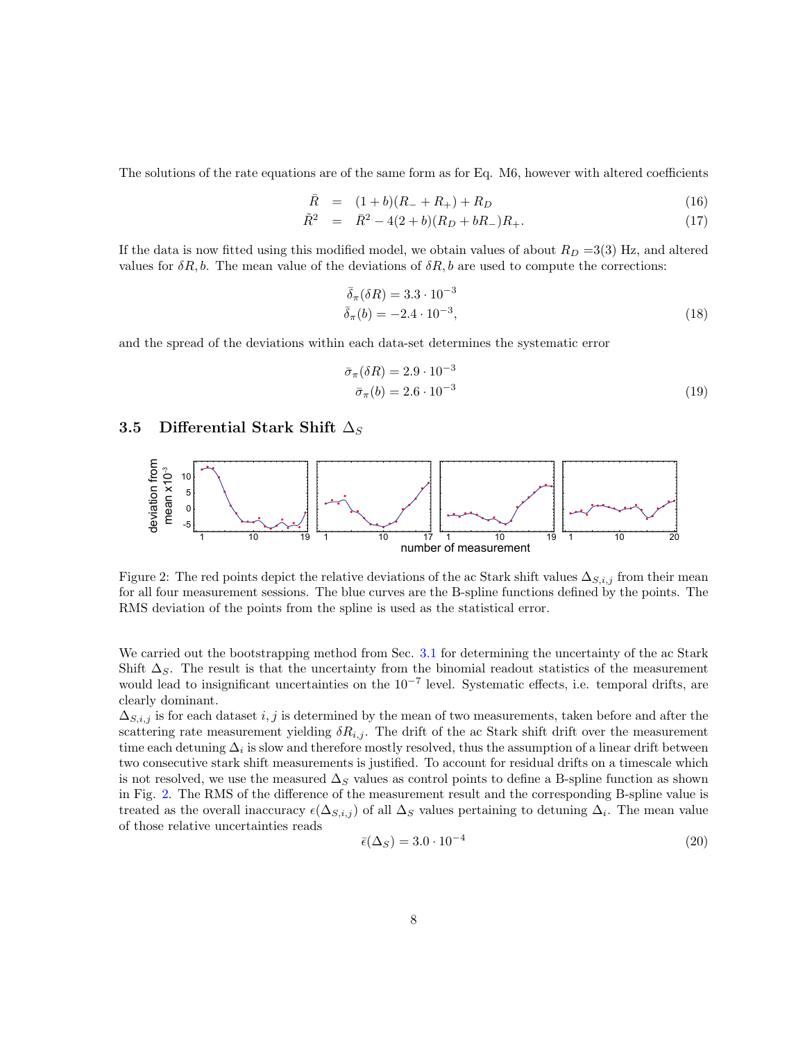The solutions of the rate equations are of the same form as for Eq. M6, however with altered coefficients

$$\bar{R} = (1+b)(R_- + R_+) + R_D \tag{16}$$

$$\tilde{R}^2 = \bar{R}^2 - 4(2+b)(R_D + bR_-)R_+. \tag{17}$$

If the data is now fitted using this modified model, we obtain values of about $R_D$ =3(3) Hz, and altered values for $\delta R, b$. The mean value of the deviations of $\delta R, b$ are used to compute the corrections:

$$\bar{\delta}_\pi(\delta R) = 3.3 \cdot 10^{-3}$$
$$\bar{\delta}_\pi(b) = -2.4 \cdot 10^{-3}, \tag{18}$$

and the spread of the deviations within each data-set determines the systematic error

$$\bar{\sigma}_\pi(\delta R) = 2.9 \cdot 10^{-3}$$
$$\bar{\sigma}_\pi(b) = 2.6 \cdot 10^{-3} \tag{19}$$

### 3.5 Differential Stark Shift $\Delta_S$

Figure 2: The red points depict the relative deviations of the ac Stark shift values $\Delta_{S,i,j}$ from their mean for all four measurement sessions. The blue curves are the B-spline functions defined by the points. The RMS deviation of the points from the spline is used as the statistical error.

We carried out the bootstrapping method from Sec. 3.1 for determining the uncertainty of the ac Stark Shift $\Delta_S$. The result is that the uncertainty from the binomial readout statistics of the measurement would lead to insignificant uncertainties on the $10^{-7}$ level. Systematic effects, i.e. temporal drifts, are clearly dominant.

$\Delta_{S,i,j}$ is for each dataset $i, j$ is determined by the mean of two measurements, taken before and after the scattering rate measurement yielding $\delta R_{i,j}$. The drift of the ac Stark shift drift over the measurement time each detuning $\Delta_i$ is slow and therefore mostly resolved, thus the assumption of a linear drift between two consecutive stark shift measurements is justified. To account for residual drifts on a timescale which is not resolved, we use the measured $\Delta_S$ values as control points to define a B-spline function as shown in Fig. 2. The RMS of the difference of the measurement result and the corresponding B-spline value is treated as the overall inaccuracy $\epsilon(\Delta_{S,i,j})$ of all $\Delta_S$ values pertaining to detuning $\Delta_i$. The mean value of those relative uncertainties reads

$$\bar{\epsilon}(\Delta_S) = 3.0 \cdot 10^{-4} \tag{20}$$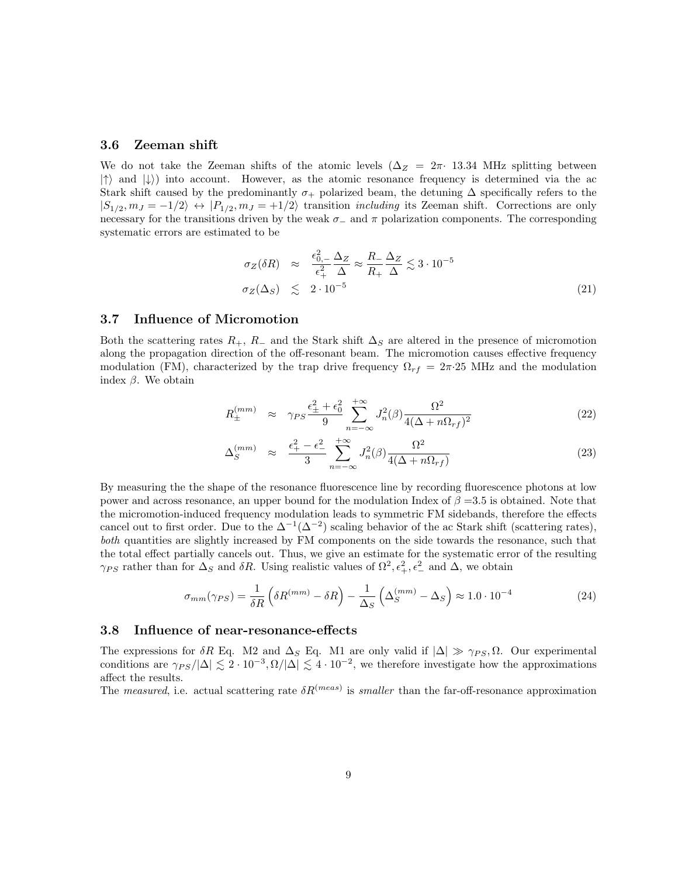### 3.6 Zeeman shift

We do not take the Zeeman shifts of the atomic levels ($\Delta_Z = 2\pi\cdot$ 13.34 MHz splitting between $|\uparrow\rangle$ and $|\downarrow\rangle$) into account. However, as the atomic resonance frequency is determined via the ac Stark shift caused by the predominantly $\sigma_+$ polarized beam, the detuning $\Delta$ specifically refers to the $|S_{1/2}, m_J = -1/2\rangle \leftrightarrow |P_{1/2}, m_J = +1/2\rangle$ transition *including* its Zeeman shift. Corrections are only necessary for the transitions driven by the weak $\sigma_-$ and $\pi$ polarization components. The corresponding systematic errors are estimated to be

$$
\begin{aligned}
\sigma_Z(\delta R) &\approx \frac{\epsilon_{0,-}^2}{\epsilon_+^2}\frac{\Delta_Z}{\Delta} \approx \frac{R_-}{R_+}\frac{\Delta_Z}{\Delta} \lesssim 3\cdot 10^{-5} \\
\sigma_Z(\Delta_S) &\lesssim 2\cdot 10^{-5}
\end{aligned}
\tag{21}
$$

### 3.7 Influence of Micromotion

Both the scattering rates $R_+$, $R_-$ and the Stark shift $\Delta_S$ are altered in the presence of micromotion along the propagation direction of the off-resonant beam. The micromotion causes effective frequency modulation (FM), characterized by the trap drive frequency $\Omega_{rf} = 2\pi\cdot 25$ MHz and the modulation index $\beta$. We obtain

$$
R_\pm^{(mm)} \approx \gamma_{PS}\frac{\epsilon_\pm^2+\epsilon_0^2}{9}\sum_{n=-\infty}^{+\infty} J_n^2(\beta)\frac{\Omega^2}{4(\Delta+n\Omega_{rf})^2} \tag{22}
$$

$$
\Delta_S^{(mm)} \approx \frac{\epsilon_+^2-\epsilon_-^2}{3}\sum_{n=-\infty}^{+\infty} J_n^2(\beta)\frac{\Omega^2}{4(\Delta+n\Omega_{rf})} \tag{23}
$$

By measuring the the shape of the resonance fluorescence line by recording fluorescence photons at low power and across resonance, an upper bound for the modulation Index of $\beta$ =3.5 is obtained. Note that the micromotion-induced frequency modulation leads to symmetric FM sidebands, therefore the effects cancel out to first order. Due to the $\Delta^{-1}(\Delta^{-2})$ scaling behavior of the ac Stark shift (scattering rates), *both* quantities are slightly increased by FM components on the side towards the resonance, such that the total effect partially cancels out. Thus, we give an estimate for the systematic error of the resulting $\gamma_{PS}$ rather than for $\Delta_S$ and $\delta R$. Using realistic values of $\Omega^2, \epsilon_+^2, \epsilon_-^2$ and $\Delta$, we obtain

$$
\sigma_{mm}(\gamma_{PS}) = \frac{1}{\delta R}\left(\delta R^{(mm)} - \delta R\right) - \frac{1}{\Delta_S}\left(\Delta_S^{(mm)} - \Delta_S\right) \approx 1.0\cdot 10^{-4} \tag{24}
$$

### 3.8 Influence of near-resonance-effects

The expressions for $\delta R$ Eq. M2 and $\Delta_S$ Eq. M1 are only valid if $|\Delta| \gg \gamma_{PS}, \Omega$. Our experimental conditions are $\gamma_{PS}/|\Delta| \lesssim 2\cdot 10^{-3}, \Omega/|\Delta| \lesssim 4\cdot 10^{-2}$, we therefore investigate how the approximations affect the results.

The *measured*, i.e. actual scattering rate $\delta R^{(meas)}$ is *smaller* than the far-off-resonance approximation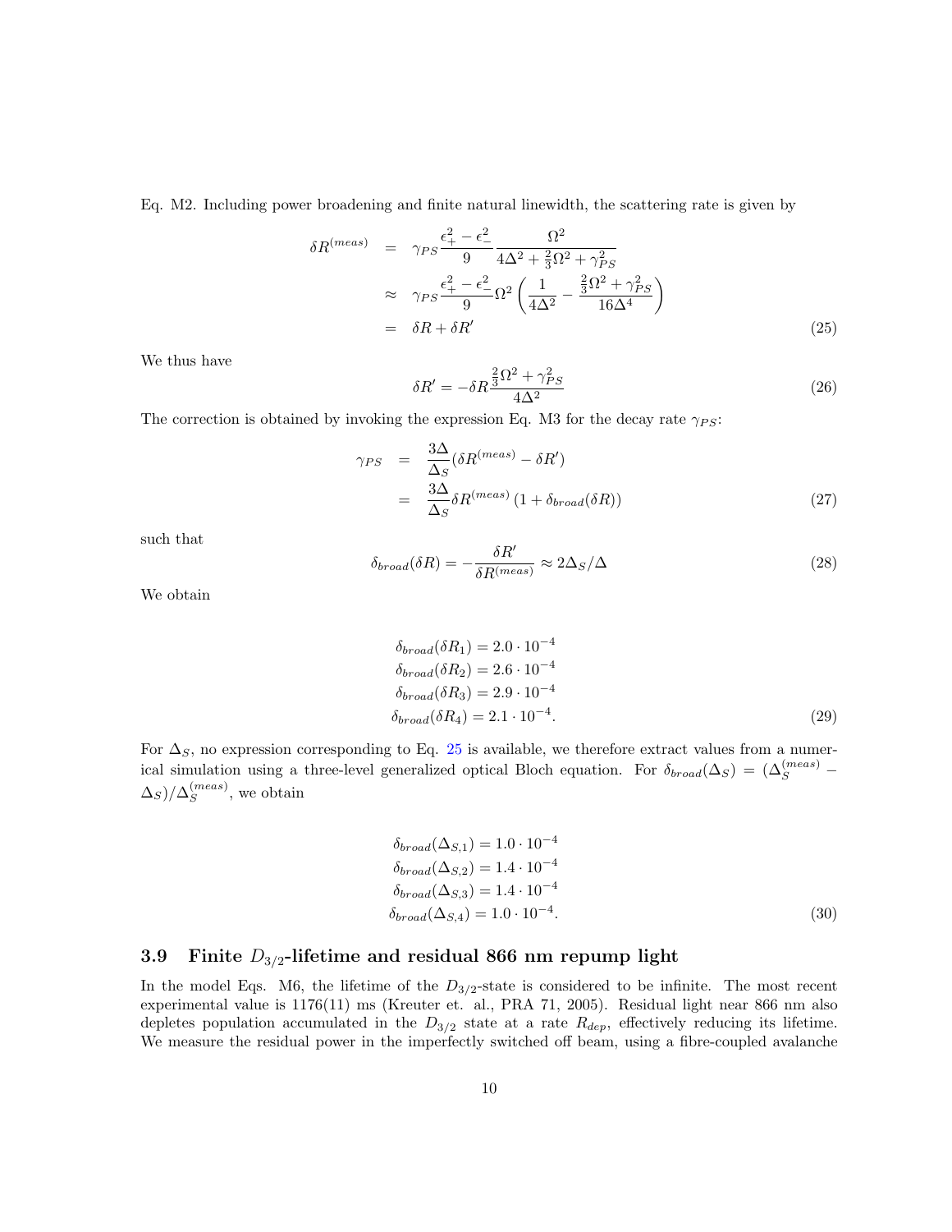Eq. M2. Including power broadening and finite natural linewidth, the scattering rate is given by

$$
\begin{aligned}
\delta R^{(meas)} &= \gamma_{PS} \frac{\epsilon_+^2 - \epsilon_-^2}{9} \frac{\Omega^2}{4\Delta^2 + \frac{2}{3}\Omega^2 + \gamma_{PS}^2} \\
&\approx \gamma_{PS} \frac{\epsilon_+^2 - \epsilon_-^2}{9} \Omega^2 \left( \frac{1}{4\Delta^2} - \frac{\frac{2}{3}\Omega^2 + \gamma_{PS}^2}{16\Delta^4} \right) \\
&= \delta R + \delta R'
\end{aligned}
\tag{25}
$$

We thus have

$$
\delta R' = -\delta R \frac{\frac{2}{3}\Omega^2 + \gamma_{PS}^2}{4\Delta^2} \tag{26}
$$

The correction is obtained by invoking the expression Eq. M3 for the decay rate $\gamma_{PS}$:

$$
\begin{aligned}
\gamma_{PS} &= \frac{3\Delta}{\Delta_S} (\delta R^{(meas)} - \delta R') \\
&= \frac{3\Delta}{\Delta_S} \delta R^{(meas)} \left(1 + \delta_{broad}(\delta R)\right)
\end{aligned}
\tag{27}
$$

such that

$$
\delta_{broad}(\delta R) = -\frac{\delta R'}{\delta R^{(meas)}} \approx 2\Delta_S / \Delta \tag{28}
$$

We obtain

$$
\begin{aligned}
\delta_{broad}(\delta R_1) &= 2.0 \cdot 10^{-4} \\
\delta_{broad}(\delta R_2) &= 2.6 \cdot 10^{-4} \\
\delta_{broad}(\delta R_3) &= 2.9 \cdot 10^{-4} \\
\delta_{broad}(\delta R_4) &= 2.1 \cdot 10^{-4}.
\end{aligned}
\tag{29}
$$

For $\Delta_S$, no expression corresponding to Eq. 25 is available, we therefore extract values from a numerical simulation using a three-level generalized optical Bloch equation. For $\delta_{broad}(\Delta_S) = (\Delta_S^{(meas)} - \Delta_S)/\Delta_S^{(meas)}$, we obtain

$$
\begin{aligned}
\delta_{broad}(\Delta_{S,1}) &= 1.0 \cdot 10^{-4} \\
\delta_{broad}(\Delta_{S,2}) &= 1.4 \cdot 10^{-4} \\
\delta_{broad}(\Delta_{S,3}) &= 1.4 \cdot 10^{-4} \\
\delta_{broad}(\Delta_{S,4}) &= 1.0 \cdot 10^{-4}.
\end{aligned}
\tag{30}
$$

### 3.9 Finite $D_{3/2}$-lifetime and residual 866 nm repump light

In the model Eqs. M6, the lifetime of the $D_{3/2}$-state is considered to be infinite. The most recent experimental value is 1176(11) ms (Kreuter et. al., PRA 71, 2005). Residual light near 866 nm also depletes population accumulated in the $D_{3/2}$ state at a rate $R_{dep}$, effectively reducing its lifetime. We measure the residual power in the imperfectly switched off beam, using a fibre-coupled avalanche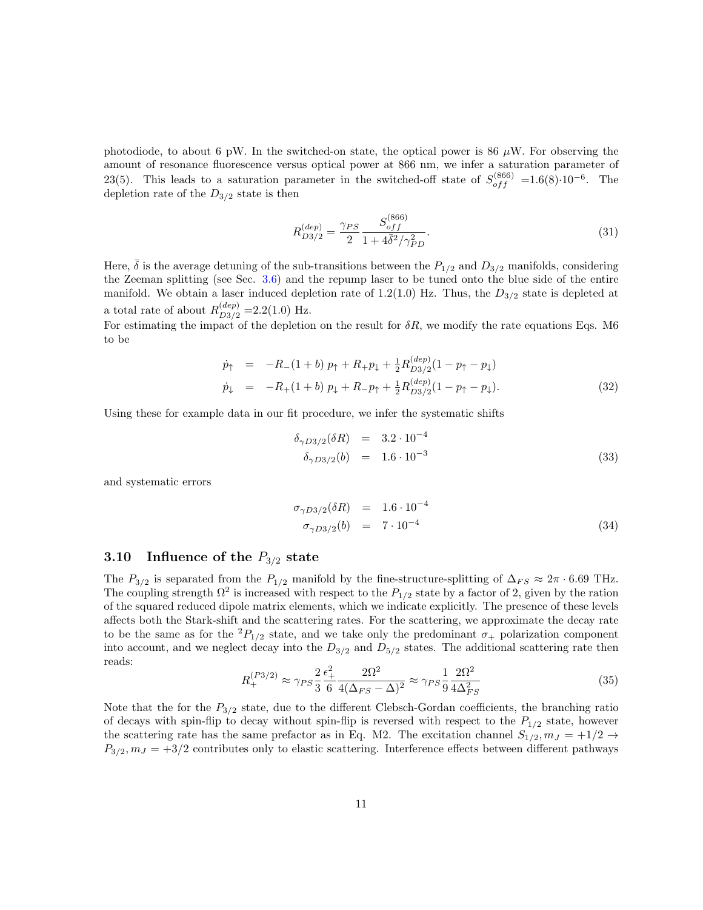photodiode, to about 6 pW. In the switched-on state, the optical power is 86 $\mu$W. For observing the amount of resonance fluorescence versus optical power at 866 nm, we infer a saturation parameter of 23(5). This leads to a saturation parameter in the switched-off state of $S_{off}^{(866)}$ =1.6(8)$\cdot10^{-6}$. The depletion rate of the $D_{3/2}$ state is then

$$R_{D3/2}^{(dep)} = \frac{\gamma_{PS}}{2} \frac{S_{off}^{(866)}}{1 + 4\bar{\delta}^2/\gamma_{PD}^2}. \tag{31}$$

Here, $\bar{\delta}$ is the average detuning of the sub-transitions between the $P_{1/2}$ and $D_{3/2}$ manifolds, considering the Zeeman splitting (see Sec. 3.6) and the repump laser to be tuned onto the blue side of the entire manifold. We obtain a laser induced depletion rate of 1.2(1.0) Hz. Thus, the $D_{3/2}$ state is depleted at a total rate of about $R_{D3/2}^{(dep)}$ =2.2(1.0) Hz.

For estimating the impact of the depletion on the result for $\delta R$, we modify the rate equations Eqs. M6 to be

$$\begin{aligned}
\dot{p}_\uparrow &= -R_-(1+b)\,p_\uparrow + R_+ p_\downarrow + \tfrac{1}{2}R_{D3/2}^{(dep)}(1 - p_\uparrow - p_\downarrow) \\
\dot{p}_\downarrow &= -R_+(1+b)\,p_\downarrow + R_- p_\uparrow + \tfrac{1}{2}R_{D3/2}^{(dep)}(1 - p_\uparrow - p_\downarrow).
\end{aligned} \tag{32}$$

Using these for example data in our fit procedure, we infer the systematic shifts

$$\begin{aligned}
\delta_{\gamma D3/2}(\delta R) &= 3.2 \cdot 10^{-4} \\
\delta_{\gamma D3/2}(b) &= 1.6 \cdot 10^{-3}
\end{aligned} \tag{33}$$

and systematic errors

$$\begin{aligned}
\sigma_{\gamma D3/2}(\delta R) &= 1.6 \cdot 10^{-4} \\
\sigma_{\gamma D3/2}(b) &= 7 \cdot 10^{-4}
\end{aligned} \tag{34}$$

### 3.10 Influence of the $P_{3/2}$ state

The $P_{3/2}$ is separated from the $P_{1/2}$ manifold by the fine-structure-splitting of $\Delta_{FS} \approx 2\pi \cdot 6.69$ THz. The coupling strength $\Omega^2$ is increased with respect to the $P_{1/2}$ state by a factor of 2, given by the ration of the squared reduced dipole matrix elements, which we indicate explicitly. The presence of these levels affects both the Stark-shift and the scattering rates. For the scattering, we approximate the decay rate to be the same as for the $^2P_{1/2}$ state, and we take only the predominant $\sigma_+$ polarization component into account, and we neglect decay into the $D_{3/2}$ and $D_{5/2}$ states. The additional scattering rate then reads:

$$R_+^{(P3/2)} \approx \gamma_{PS} \frac{2}{3} \frac{\epsilon_+^2}{6} \frac{2\Omega^2}{4(\Delta_{FS} - \Delta)^2} \approx \gamma_{PS} \frac{1}{9} \frac{2\Omega^2}{4\Delta_{FS}^2} \tag{35}$$

Note that the for the $P_{3/2}$ state, due to the different Clebsch-Gordan coefficients, the branching ratio of decays with spin-flip to decay without spin-flip is reversed with respect to the $P_{1/2}$ state, however the scattering rate has the same prefactor as in Eq. M2. The excitation channel $S_{1/2}, m_J = +1/2 \rightarrow P_{3/2}, m_J = +3/2$ contributes only to elastic scattering. Interference effects between different pathways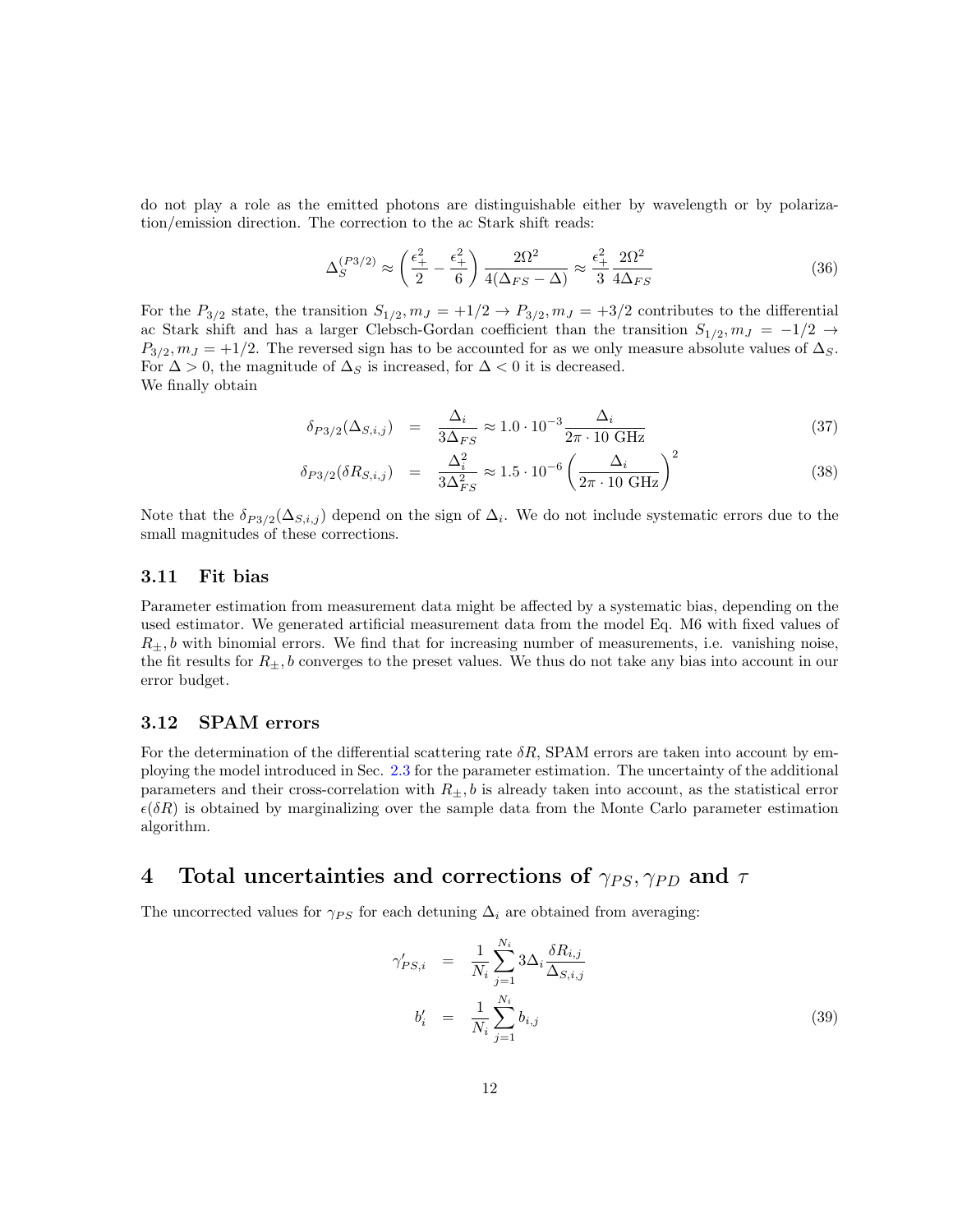do not play a role as the emitted photons are distinguishable either by wavelength or by polarization/emission direction. The correction to the ac Stark shift reads:

$$\Delta_S^{(P3/2)} \approx \left(\frac{\epsilon_+^2}{2} - \frac{\epsilon_+^2}{6}\right) \frac{2\Omega^2}{4(\Delta_{FS} - \Delta)} \approx \frac{\epsilon_+^2}{3} \frac{2\Omega^2}{4\Delta_{FS}} \tag{36}$$

For the $P_{3/2}$ state, the transition $S_{1/2}, m_J = +1/2 \rightarrow P_{3/2}, m_J = +3/2$ contributes to the differential ac Stark shift and has a larger Clebsch-Gordan coefficient than the transition $S_{1/2}, m_J = -1/2 \rightarrow P_{3/2}, m_J = +1/2$. The reversed sign has to be accounted for as we only measure absolute values of $\Delta_S$. For $\Delta > 0$, the magnitude of $\Delta_S$ is increased, for $\Delta < 0$ it is decreased.
We finally obtain

$$\delta_{P3/2}(\Delta_{S,i,j}) = \frac{\Delta_i}{3\Delta_{FS}} \approx 1.0 \cdot 10^{-3} \frac{\Delta_i}{2\pi \cdot 10 \text{ GHz}} \tag{37}$$

$$\delta_{P3/2}(\delta R_{S,i,j}) = \frac{\Delta_i^2}{3\Delta_{FS}^2} \approx 1.5 \cdot 10^{-6} \left(\frac{\Delta_i}{2\pi \cdot 10 \text{ GHz}}\right)^2 \tag{38}$$

Note that the $\delta_{P3/2}(\Delta_{S,i,j})$ depend on the sign of $\Delta_i$. We do not include systematic errors due to the small magnitudes of these corrections.

### 3.11 Fit bias

Parameter estimation from measurement data might be affected by a systematic bias, depending on the used estimator. We generated artificial measurement data from the model Eq. M6 with fixed values of $R_\pm, b$ with binomial errors. We find that for increasing number of measurements, i.e. vanishing noise, the fit results for $R_\pm, b$ converges to the preset values. We thus do not take any bias into account in our error budget.

### 3.12 SPAM errors

For the determination of the differential scattering rate $\delta R$, SPAM errors are taken into account by employing the model introduced in Sec. 2.3 for the parameter estimation. The uncertainty of the additional parameters and their cross-correlation with $R_\pm, b$ is already taken into account, as the statistical error $\epsilon(\delta R)$ is obtained by marginalizing over the sample data from the Monte Carlo parameter estimation algorithm.

## 4 Total uncertainties and corrections of $\gamma_{PS}, \gamma_{PD}$ and $\tau$

The uncorrected values for $\gamma_{PS}$ for each detuning $\Delta_i$ are obtained from averaging:

$$\begin{aligned} \gamma'_{PS,i} &= \frac{1}{N_i} \sum_{j=1}^{N_i} 3\Delta_i \frac{\delta R_{i,j}}{\Delta_{S,i,j}} \\ b'_i &= \frac{1}{N_i} \sum_{j=1}^{N_i} b_{i,j} \end{aligned} \tag{39}$$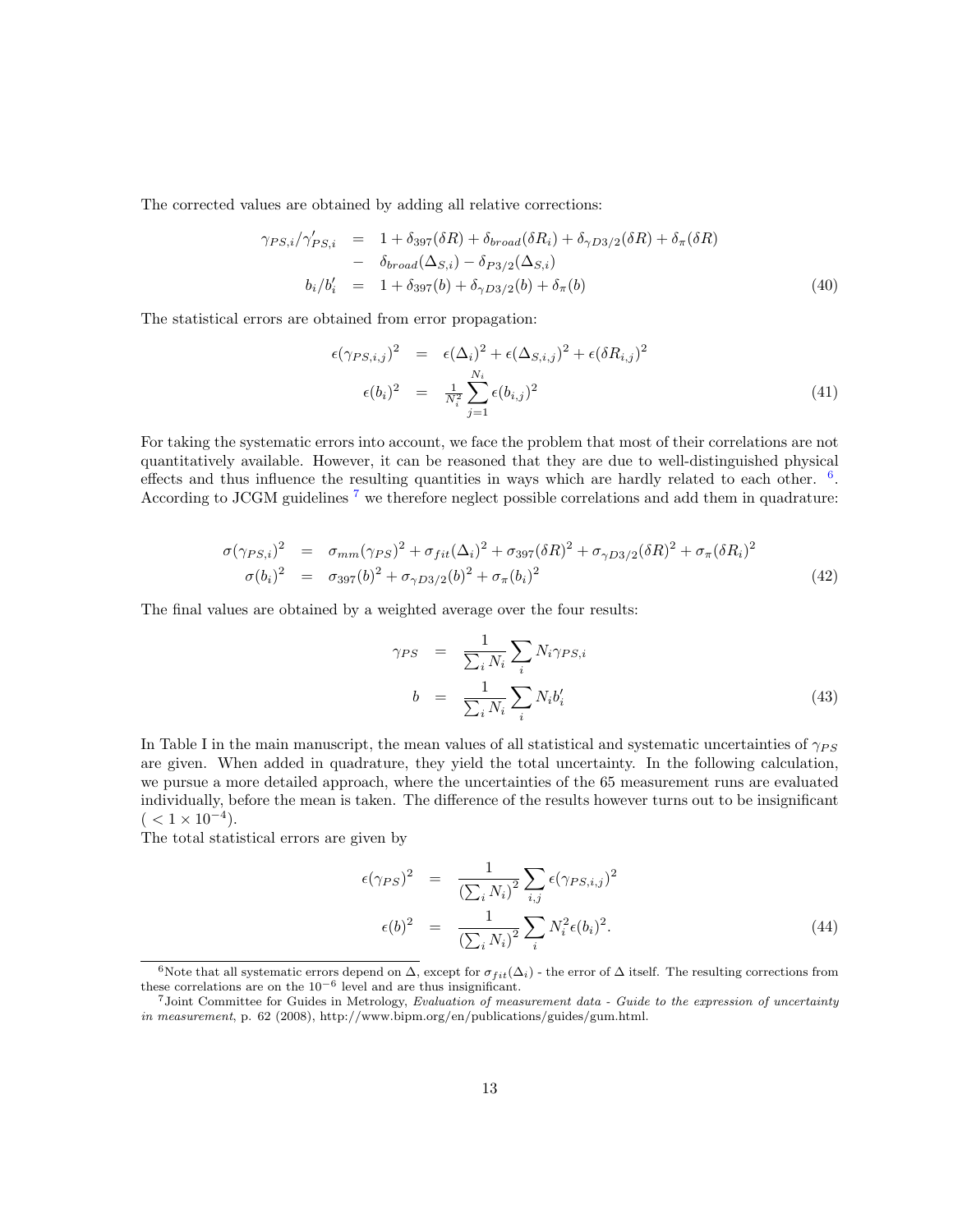The corrected values are obtained by adding all relative corrections:

$$
\begin{aligned}
\gamma_{PS,i}/\gamma'_{PS,i} &= 1 + \delta_{397}(\delta R) + \delta_{broad}(\delta R_i) + \delta_{\gamma D3/2}(\delta R) + \delta_{\pi}(\delta R) \\
&\quad - \delta_{broad}(\Delta_{S,i}) - \delta_{P3/2}(\Delta_{S,i}) \\
b_i/b'_i &= 1 + \delta_{397}(b) + \delta_{\gamma D3/2}(b) + \delta_{\pi}(b)
\end{aligned}
\tag{40}
$$

The statistical errors are obtained from error propagation:

$$
\begin{aligned}
\epsilon(\gamma_{PS,i,j})^2 &= \epsilon(\Delta_i)^2 + \epsilon(\Delta_{S,i,j})^2 + \epsilon(\delta R_{i,j})^2 \\
\epsilon(b_i)^2 &= \tfrac{1}{N_i^2} \sum_{j=1}^{N_i} \epsilon(b_{i,j})^2
\end{aligned}
\tag{41}
$$

For taking the systematic errors into account, we face the problem that most of their correlations are not quantitatively available. However, it can be reasoned that they are due to well-distinguished physical effects and thus influence the resulting quantities in ways which are hardly related to each other. [6]. According to JCGM guidelines [7] we therefore neglect possible correlations and add them in quadrature:

$$
\begin{aligned}
\sigma(\gamma_{PS,i})^2 &= \sigma_{mm}(\gamma_{PS})^2 + \sigma_{fit}(\Delta_i)^2 + \sigma_{397}(\delta R)^2 + \sigma_{\gamma D3/2}(\delta R)^2 + \sigma_{\pi}(\delta R_i)^2 \\
\sigma(b_i)^2 &= \sigma_{397}(b)^2 + \sigma_{\gamma D3/2}(b)^2 + \sigma_{\pi}(b_i)^2
\end{aligned}
\tag{42}
$$

The final values are obtained by a weighted average over the four results:

$$
\begin{aligned}
\gamma_{PS} &= \frac{1}{\sum_i N_i} \sum_i N_i \gamma_{PS,i} \\
b &= \frac{1}{\sum_i N_i} \sum_i N_i b'_i
\end{aligned}
\tag{43}
$$

In Table I in the main manuscript, the mean values of all statistical and systematic uncertainties of $\gamma_{PS}$ are given. When added in quadrature, they yield the total uncertainty. In the following calculation, we pursue a more detailed approach, where the uncertainties of the 65 measurement runs are evaluated individually, before the mean is taken. The difference of the results however turns out to be insignificant ($< 1 \times 10^{-4}$).

The total statistical errors are given by

$$
\begin{aligned}
\epsilon(\gamma_{PS})^2 &= \frac{1}{\left(\sum_i N_i\right)^2} \sum_{i,j} \epsilon(\gamma_{PS,i,j})^2 \\
\epsilon(b)^2 &= \frac{1}{\left(\sum_i N_i\right)^2} \sum_i N_i^2 \epsilon(b_i)^2.
\end{aligned}
\tag{44}
$$

---

[6] Note that all systematic errors depend on $\Delta$, except for $\sigma_{fit}(\Delta_i)$ - the error of $\Delta$ itself. The resulting corrections from these correlations are on the $10^{-6}$ level and are thus insignificant.

[7] Joint Committee for Guides in Metrology, *Evaluation of measurement data - Guide to the expression of uncertainty in measurement*, p. 62 (2008), http://www.bipm.org/en/publications/guides/gum.html.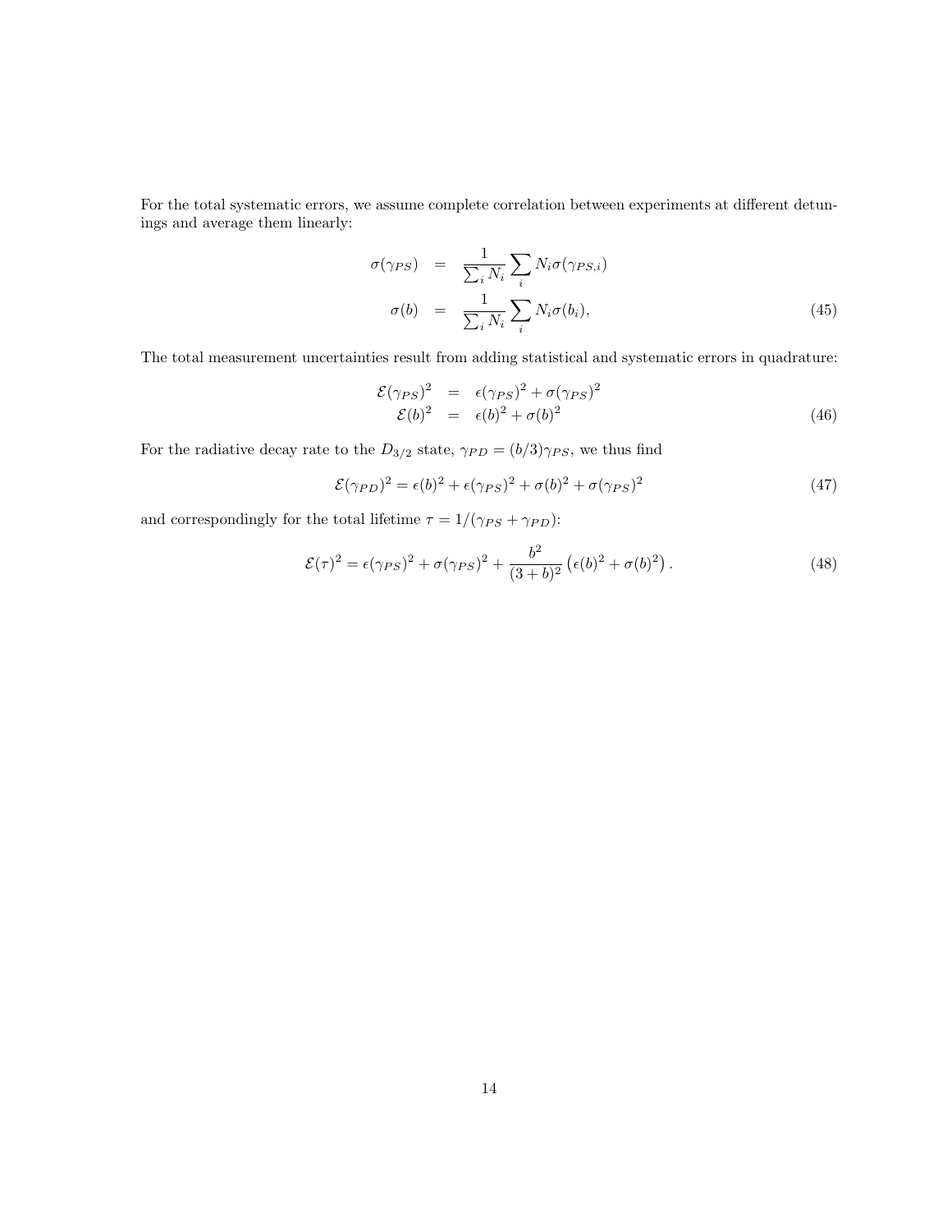For the total systematic errors, we assume complete correlation between experiments at different detunings and average them linearly:

$$
\begin{aligned}
\sigma(\gamma_{PS}) &= \frac{1}{\sum_i N_i} \sum_i N_i \sigma(\gamma_{PS,i}) \\
\sigma(b) &= \frac{1}{\sum_i N_i} \sum_i N_i \sigma(b_i),
\end{aligned} \tag{45}
$$

The total measurement uncertainties result from adding statistical and systematic errors in quadrature:

$$
\begin{aligned}
\mathcal{E}(\gamma_{PS})^2 &= \epsilon(\gamma_{PS})^2 + \sigma(\gamma_{PS})^2 \\
\mathcal{E}(b)^2 &= \epsilon(b)^2 + \sigma(b)^2
\end{aligned} \tag{46}
$$

For the radiative decay rate to the $D_{3/2}$ state, $\gamma_{PD} = (b/3)\gamma_{PS}$, we thus find

$$
\mathcal{E}(\gamma_{PD})^2 = \epsilon(b)^2 + \epsilon(\gamma_{PS})^2 + \sigma(b)^2 + \sigma(\gamma_{PS})^2 \tag{47}
$$

and correspondingly for the total lifetime $\tau = 1/(\gamma_{PS} + \gamma_{PD})$:

$$
\mathcal{E}(\tau)^2 = \epsilon(\gamma_{PS})^2 + \sigma(\gamma_{PS})^2 + \frac{b^2}{(3+b)^2}\left(\epsilon(b)^2 + \sigma(b)^2\right). \tag{48}
$$